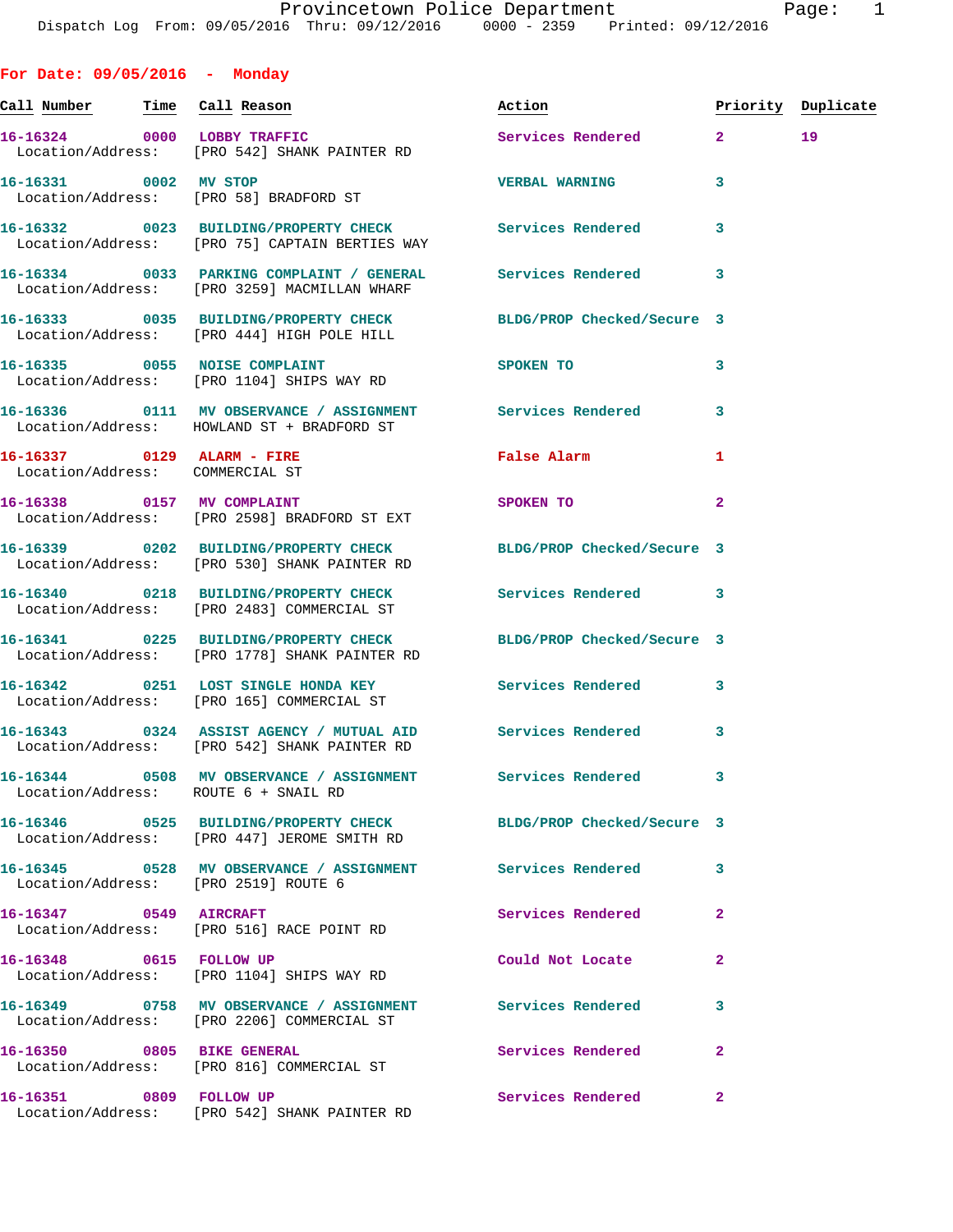Provincetown Police Department

Dispatch Log From: 09/05/2016 Thru: 09/12/2016 0000 - 2359 Printed: 09/12/2016

## For Date: 09/05/2016 - Monday

| Call Number | Time | Call Reason | Action | Priority | Duplicate |
|---|---|---|---|---|---|
| 16-16324 | 0000 | LOBBY TRAFFIC<br>Location/Address: [PRO 542] SHANK PAINTER RD | Services Rendered | 2 | 19 |
| 16-16331 | 0002 | MV STOP<br>Location/Address: [PRO 58] BRADFORD ST | VERBAL WARNING | 3 | |
| 16-16332 | 0023 | BUILDING/PROPERTY CHECK<br>Location/Address: [PRO 75] CAPTAIN BERTIES WAY | Services Rendered | 3 | |
| 16-16334 | 0033 | PARKING COMPLAINT / GENERAL<br>Location/Address: [PRO 3259] MACMILLAN WHARF | Services Rendered | 3 | |
| 16-16333 | 0035 | BUILDING/PROPERTY CHECK<br>Location/Address: [PRO 444] HIGH POLE HILL | BLDG/PROP Checked/Secure | 3 | |
| 16-16335 | 0055 | NOISE COMPLAINT<br>Location/Address: [PRO 1104] SHIPS WAY RD | SPOKEN TO | 3 | |
| 16-16336 | 0111 | MV OBSERVANCE / ASSIGNMENT<br>Location/Address: HOWLAND ST + BRADFORD ST | Services Rendered | 3 | |
| 16-16337 | 0129 | ALARM - FIRE<br>Location/Address: COMMERCIAL ST | False Alarm | 1 | |
| 16-16338 | 0157 | MV COMPLAINT<br>Location/Address: [PRO 2598] BRADFORD ST EXT | SPOKEN TO | 2 | |
| 16-16339 | 0202 | BUILDING/PROPERTY CHECK<br>Location/Address: [PRO 530] SHANK PAINTER RD | BLDG/PROP Checked/Secure | 3 | |
| 16-16340 | 0218 | BUILDING/PROPERTY CHECK<br>Location/Address: [PRO 2483] COMMERCIAL ST | Services Rendered | 3 | |
| 16-16341 | 0225 | BUILDING/PROPERTY CHECK<br>Location/Address: [PRO 1778] SHANK PAINTER RD | BLDG/PROP Checked/Secure | 3 | |
| 16-16342 | 0251 | LOST SINGLE HONDA KEY<br>Location/Address: [PRO 165] COMMERCIAL ST | Services Rendered | 3 | |
| 16-16343 | 0324 | ASSIST AGENCY / MUTUAL AID<br>Location/Address: [PRO 542] SHANK PAINTER RD | Services Rendered | 3 | |
| 16-16344 | 0508 | MV OBSERVANCE / ASSIGNMENT<br>Location/Address: ROUTE 6 + SNAIL RD | Services Rendered | 3 | |
| 16-16346 | 0525 | BUILDING/PROPERTY CHECK<br>Location/Address: [PRO 447] JEROME SMITH RD | BLDG/PROP Checked/Secure | 3 | |
| 16-16345 | 0528 | MV OBSERVANCE / ASSIGNMENT<br>Location/Address: [PRO 2519] ROUTE 6 | Services Rendered | 3 | |
| 16-16347 | 0549 | AIRCRAFT<br>Location/Address: [PRO 516] RACE POINT RD | Services Rendered | 2 | |
| 16-16348 | 0615 | FOLLOW UP<br>Location/Address: [PRO 1104] SHIPS WAY RD | Could Not Locate | 2 | |
| 16-16349 | 0758 | MV OBSERVANCE / ASSIGNMENT<br>Location/Address: [PRO 2206] COMMERCIAL ST | Services Rendered | 3 | |
| 16-16350 | 0805 | BIKE GENERAL<br>Location/Address: [PRO 816] COMMERCIAL ST | Services Rendered | 2 | |
| 16-16351 | 0809 | FOLLOW UP<br>Location/Address: [PRO 542] SHANK PAINTER RD | Services Rendered | 2 | |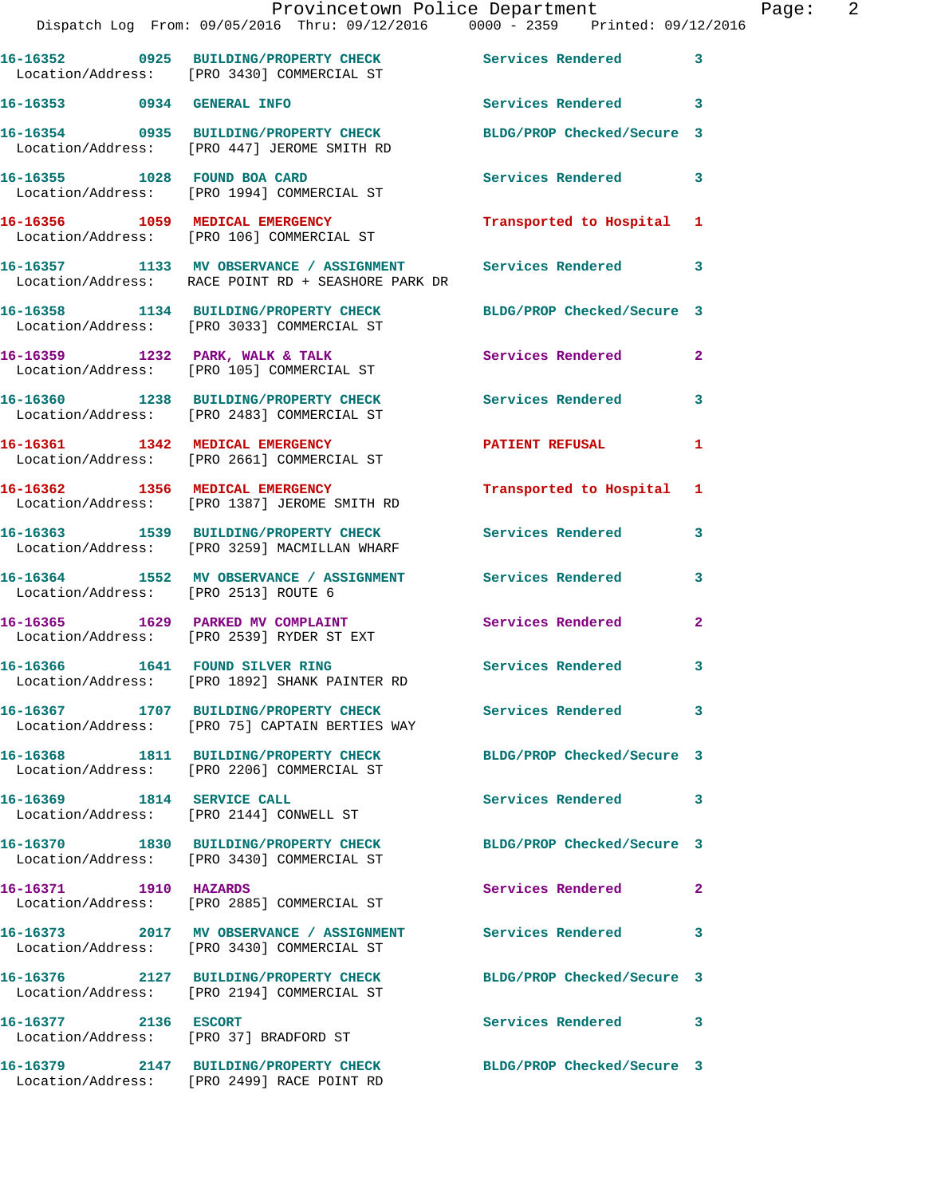16-16352 0925 BUILDING/PROPERTY CHECK Services Rendered 3
Location/Address: [PRO 3430] COMMERCIAL ST

16-16353 0934 GENERAL INFO Services Rendered 3

16-16354 0935 BUILDING/PROPERTY CHECK BLDG/PROP Checked/Secure 3
Location/Address: [PRO 447] JEROME SMITH RD

16-16355 1028 FOUND BOA CARD Services Rendered 3
Location/Address: [PRO 1994] COMMERCIAL ST

16-16356 1059 MEDICAL EMERGENCY Transported to Hospital 1
Location/Address: [PRO 106] COMMERCIAL ST

16-16357 1133 MV OBSERVANCE / ASSIGNMENT Services Rendered 3
Location/Address: RACE POINT RD + SEASHORE PARK DR

16-16358 1134 BUILDING/PROPERTY CHECK BLDG/PROP Checked/Secure 3
Location/Address: [PRO 3033] COMMERCIAL ST

16-16359 1232 PARK, WALK & TALK Services Rendered 2
Location/Address: [PRO 105] COMMERCIAL ST

16-16360 1238 BUILDING/PROPERTY CHECK Services Rendered 3
Location/Address: [PRO 2483] COMMERCIAL ST

16-16361 1342 MEDICAL EMERGENCY PATIENT REFUSAL 1
Location/Address: [PRO 2661] COMMERCIAL ST

16-16362 1356 MEDICAL EMERGENCY Transported to Hospital 1
Location/Address: [PRO 1387] JEROME SMITH RD

16-16363 1539 BUILDING/PROPERTY CHECK Services Rendered 3
Location/Address: [PRO 3259] MACMILLAN WHARF

16-16364 1552 MV OBSERVANCE / ASSIGNMENT Services Rendered 3
Location/Address: [PRO 2513] ROUTE 6

16-16365 1629 PARKED MV COMPLAINT Services Rendered 2
Location/Address: [PRO 2539] RYDER ST EXT

16-16366 1641 FOUND SILVER RING Services Rendered 3
Location/Address: [PRO 1892] SHANK PAINTER RD

16-16367 1707 BUILDING/PROPERTY CHECK Services Rendered 3
Location/Address: [PRO 75] CAPTAIN BERTIES WAY

16-16368 1811 BUILDING/PROPERTY CHECK BLDG/PROP Checked/Secure 3
Location/Address: [PRO 2206] COMMERCIAL ST

16-16369 1814 SERVICE CALL Services Rendered 3
Location/Address: [PRO 2144] CONWELL ST

16-16370 1830 BUILDING/PROPERTY CHECK BLDG/PROP Checked/Secure 3
Location/Address: [PRO 3430] COMMERCIAL ST

16-16371 1910 HAZARDS Services Rendered 2
Location/Address: [PRO 2885] COMMERCIAL ST

16-16373 2017 MV OBSERVANCE / ASSIGNMENT Services Rendered 3
Location/Address: [PRO 3430] COMMERCIAL ST

16-16376 2127 BUILDING/PROPERTY CHECK BLDG/PROP Checked/Secure 3
Location/Address: [PRO 2194] COMMERCIAL ST

16-16377 2136 ESCORT Services Rendered 3
Location/Address: [PRO 37] BRADFORD ST

16-16379 2147 BUILDING/PROPERTY CHECK BLDG/PROP Checked/Secure 3
Location/Address: [PRO 2499] RACE POINT RD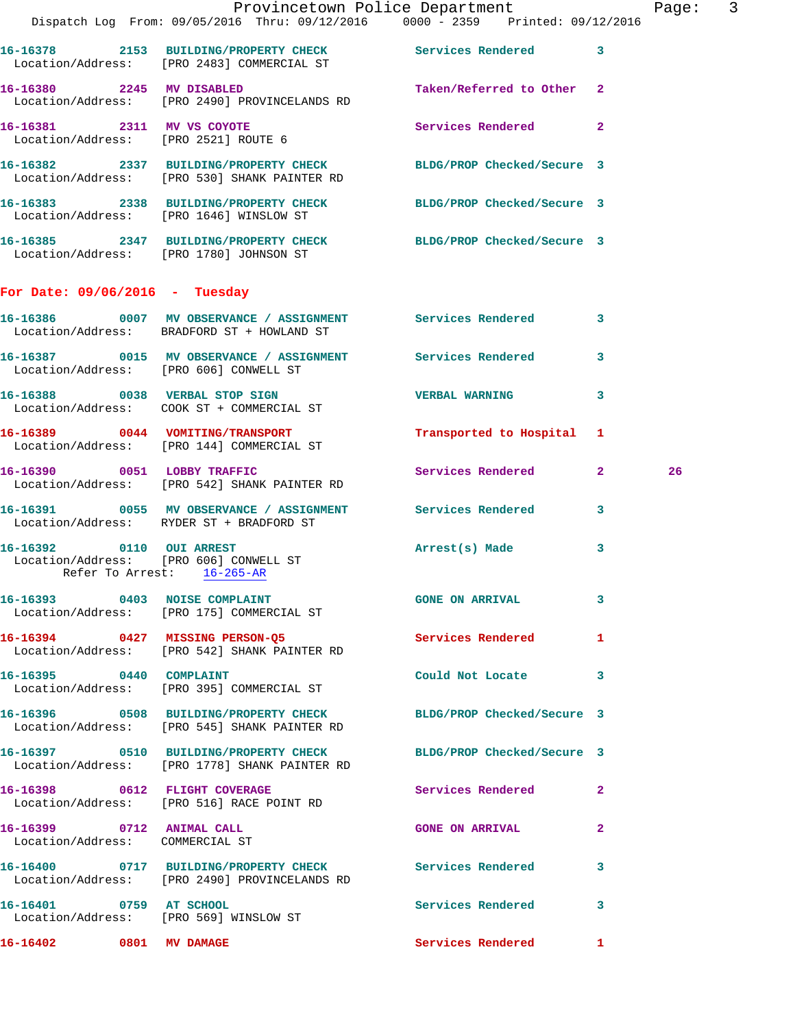16-16378 2153 BUILDING/PROPERTY CHECK Services Rendered 3
Location/Address: [PRO 2483] COMMERCIAL ST

16-16380 2245 MV DISABLED Taken/Referred to Other 2
Location/Address: [PRO 2490] PROVINCELANDS RD

16-16381 2311 MV VS COYOTE Services Rendered 2
Location/Address: [PRO 2521] ROUTE 6

16-16382 2337 BUILDING/PROPERTY CHECK BLDG/PROP Checked/Secure 3
Location/Address: [PRO 530] SHANK PAINTER RD

16-16383 2338 BUILDING/PROPERTY CHECK BLDG/PROP Checked/Secure 3
Location/Address: [PRO 1646] WINSLOW ST

16-16385 2347 BUILDING/PROPERTY CHECK BLDG/PROP Checked/Secure 3
Location/Address: [PRO 1780] JOHNSON ST

## For Date: 09/06/2016 - Tuesday

16-16386 0007 MV OBSERVATION / ASSIGNMENT Services Rendered 3
Location/Address: BRADFORD ST + HOWLAND ST

16-16387 0015 MV OBSERVATION / ASSIGNMENT Services Rendered 3
Location/Address: [PRO 606] CONWELL ST

16-16388 0038 VERBAL STOP SIGN VERBAL WARNING 3
Location/Address: COOK ST + COMMERCIAL ST

16-16389 0044 VOMITING/TRANSPORT Transported to Hospital 1
Location/Address: [PRO 144] COMMERCIAL ST

16-16390 0051 LOBBY TRAFFIC Services Rendered 2 26
Location/Address: [PRO 542] SHANK PAINTER RD

16-16391 0055 MV OBSERVATION / ASSIGNMENT Services Rendered 3
Location/Address: RYDER ST + BRADFORD ST

16-16392 0110 OUI ARREST Arrest(s) Made 3
Location/Address: [PRO 606] CONWELL ST
Refer To Arrest: 16-265-AR

16-16393 0403 NOISE COMPLAINT GONE ON ARRIVAL 3
Location/Address: [PRO 175] COMMERCIAL ST

16-16394 0427 MISSING PERSON-Q5 Services Rendered 1
Location/Address: [PRO 542] SHANK PAINTER RD

16-16395 0440 COMPLAINT Could Not Locate 3
Location/Address: [PRO 395] COMMERCIAL ST

16-16396 0508 BUILDING/PROPERTY CHECK BLDG/PROP Checked/Secure 3
Location/Address: [PRO 545] SHANK PAINTER RD

16-16397 0510 BUILDING/PROPERTY CHECK BLDG/PROP Checked/Secure 3
Location/Address: [PRO 1778] SHANK PAINTER RD

16-16398 0612 FLIGHT COVERAGE Services Rendered 2
Location/Address: [PRO 516] RACE POINT RD

16-16399 0712 ANIMAL CALL GONE ON ARRIVAL 2
Location/Address: COMMERCIAL ST

16-16400 0717 BUILDING/PROPERTY CHECK Services Rendered 3
Location/Address: [PRO 2490] PROVINCELANDS RD

16-16401 0759 AT SCHOOL Services Rendered 3
Location/Address: [PRO 569] WINSLOW ST

16-16402 0801 MV DAMAGE Services Rendered 1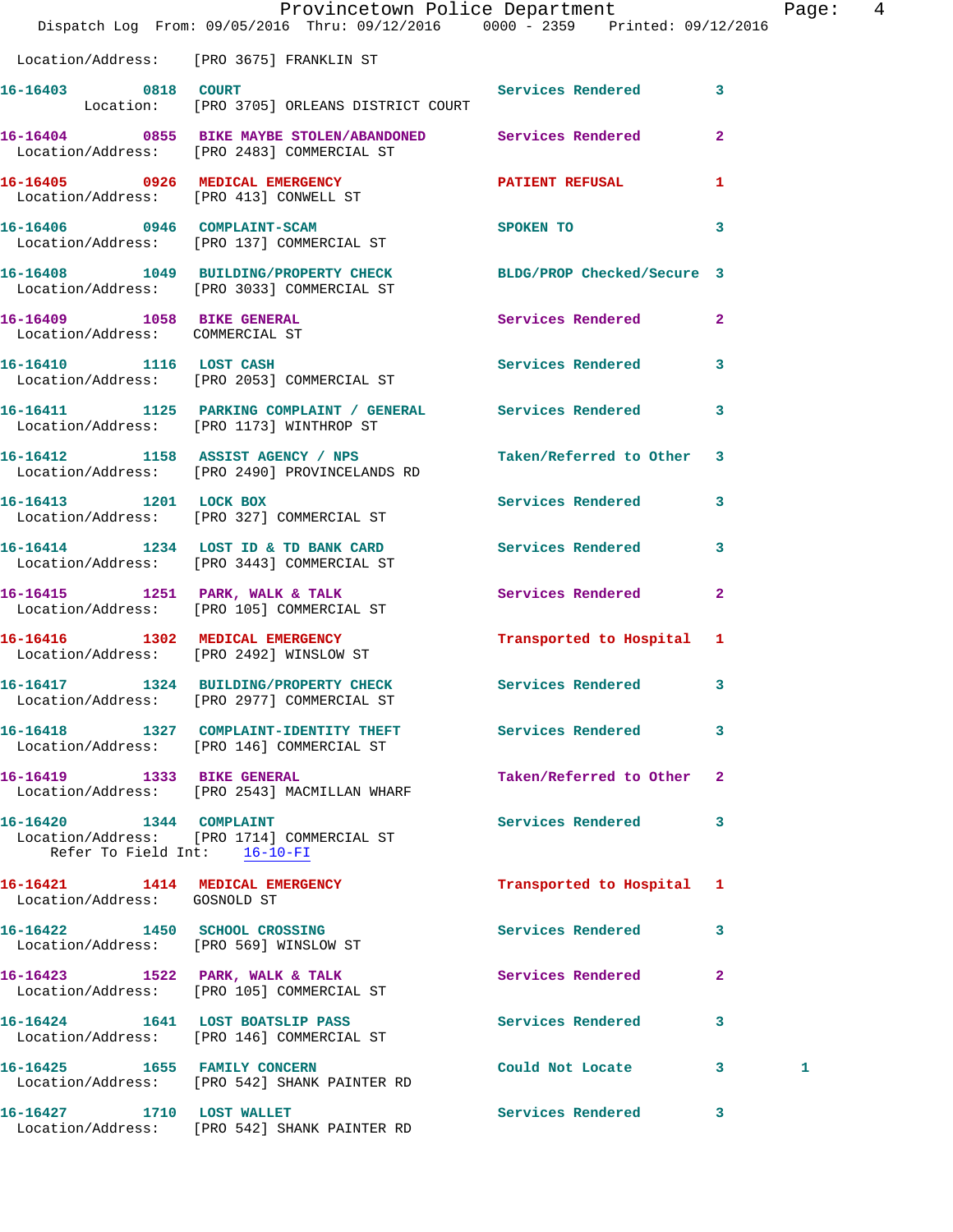Location/Address: [PRO 3675] FRANKLIN ST

**16-16403** 0818 **COURT** Services Rendered 3
Location: [PRO 3705] ORLEANS DISTRICT COURT

**16-16404** 0855 **BIKE MAYBE STOLEN/ABANDONED** Services Rendered 2
Location/Address: [PRO 2483] COMMERCIAL ST

**16-16405** 0926 **MEDICAL EMERGENCY** PATIENT REFUSAL 1
Location/Address: [PRO 413] CONWELL ST

**16-16406** 0946 **COMPLAINT-SCAM** SPOKEN TO 3
Location/Address: [PRO 137] COMMERCIAL ST

**16-16408** 1049 **BUILDING/PROPERTY CHECK** BLDG/PROP Checked/Secure 3
Location/Address: [PRO 3033] COMMERCIAL ST

**16-16409** 1058 **BIKE GENERAL** Services Rendered 2
Location/Address: COMMERCIAL ST

**16-16410** 1116 **LOST CASH** Services Rendered 3
Location/Address: [PRO 2053] COMMERCIAL ST

**16-16411** 1125 **PARKING COMPLAINT / GENERAL** Services Rendered 3
Location/Address: [PRO 1173] WINTHROP ST

**16-16412** 1158 **ASSIST AGENCY / NPS** Taken/Referred to Other 3
Location/Address: [PRO 2490] PROVINCELANDS RD

**16-16413** 1201 **LOCK BOX** Services Rendered 3
Location/Address: [PRO 327] COMMERCIAL ST

**16-16414** 1234 **LOST ID & TD BANK CARD** Services Rendered 3
Location/Address: [PRO 3443] COMMERCIAL ST

**16-16415** 1251 **PARK, WALK & TALK** Services Rendered 2
Location/Address: [PRO 105] COMMERCIAL ST

**16-16416** 1302 **MEDICAL EMERGENCY** Transported to Hospital 1
Location/Address: [PRO 2492] WINSLOW ST

**16-16417** 1324 **BUILDING/PROPERTY CHECK** Services Rendered 3
Location/Address: [PRO 2977] COMMERCIAL ST

**16-16418** 1327 **COMPLAINT-IDENTITY THEFT** Services Rendered 3
Location/Address: [PRO 146] COMMERCIAL ST

**16-16419** 1333 **BIKE GENERAL** Taken/Referred to Other 2
Location/Address: [PRO 2543] MACMILLAN WHARF

**16-16420** 1344 **COMPLAINT** Services Rendered 3
Location/Address: [PRO 1714] COMMERCIAL ST
Refer To Field Int: 16-10-FI

**16-16421** 1414 **MEDICAL EMERGENCY** Transported to Hospital 1
Location/Address: GOSNOLD ST

**16-16422** 1450 **SCHOOL CROSSING** Services Rendered 3
Location/Address: [PRO 569] WINSLOW ST

**16-16423** 1522 **PARK, WALK & TALK** Services Rendered 2
Location/Address: [PRO 105] COMMERCIAL ST

**16-16424** 1641 **LOST BOATSLIP PASS** Services Rendered 3
Location/Address: [PRO 146] COMMERCIAL ST

**16-16425** 1655 **FAMILY CONCERN** Could Not Locate 3 1
Location/Address: [PRO 542] SHANK PAINTER RD

**16-16427** 1710 **LOST WALLET** Services Rendered 3
Location/Address: [PRO 542] SHANK PAINTER RD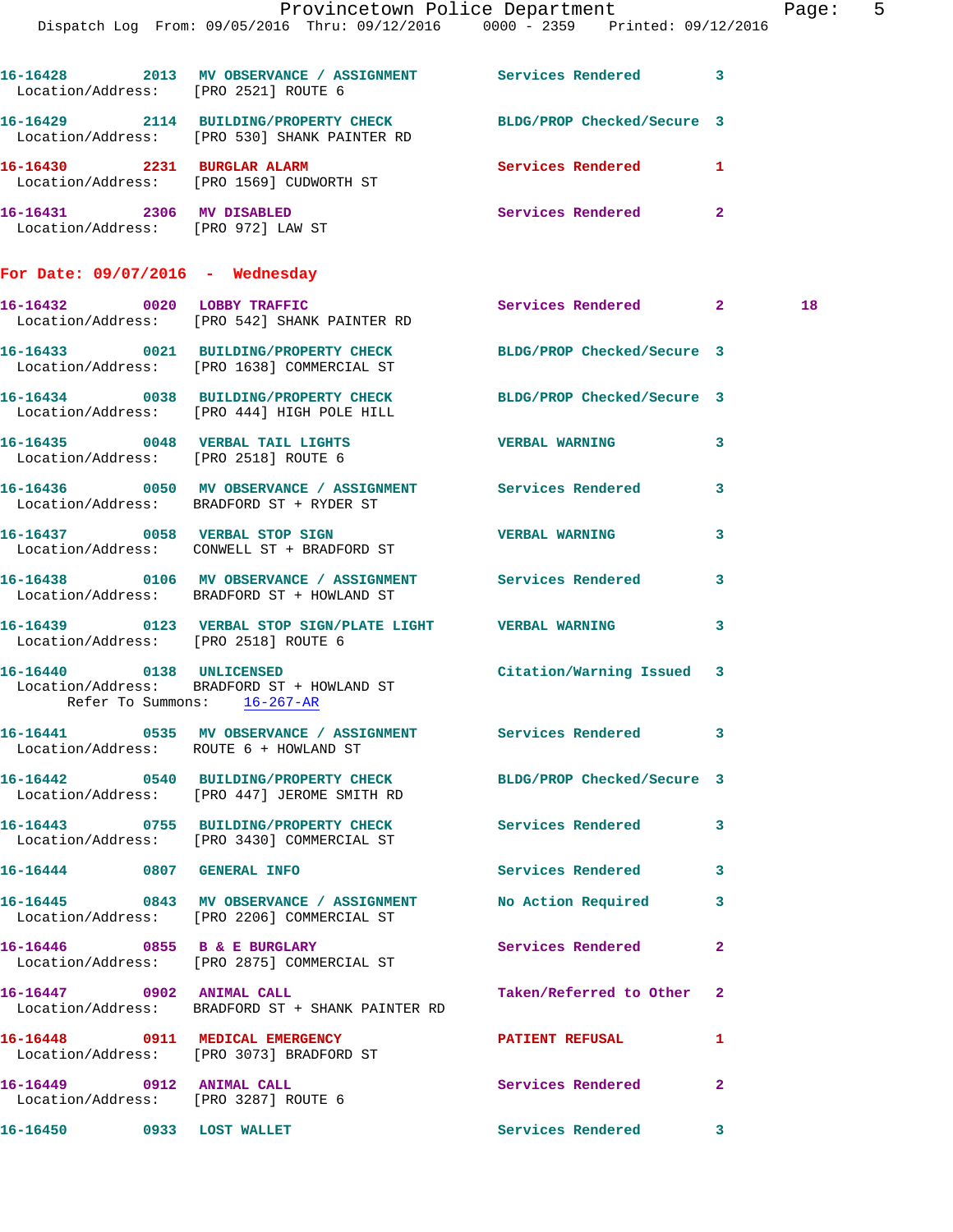16-16428 2013 MV OBSERVANCE / ASSIGNMENT Services Rendered 3
Location/Address: [PRO 2521] ROUTE 6

16-16429 2114 BUILDING/PROPERTY CHECK BLDG/PROP Checked/Secure 3
Location/Address: [PRO 530] SHANK PAINTER RD

16-16430 2231 BURGLAR ALARM Services Rendered 1
Location/Address: [PRO 1569] CUDWORTH ST

16-16431 2306 MV DISABLED Services Rendered 2
Location/Address: [PRO 972] LAW ST

**For Date: 09/07/2016 - Wednesday**

16-16432 0020 LOBBY TRAFFIC Services Rendered 2 18
Location/Address: [PRO 542] SHANK PAINTER RD

16-16433 0021 BUILDING/PROPERTY CHECK BLDG/PROP Checked/Secure 3
Location/Address: [PRO 1638] COMMERCIAL ST

16-16434 0038 BUILDING/PROPERTY CHECK BLDG/PROP Checked/Secure 3
Location/Address: [PRO 444] HIGH POLE HILL

16-16435 0048 VERBAL TAIL LIGHTS VERBAL WARNING 3
Location/Address: [PRO 2518] ROUTE 6

16-16436 0050 MV OBSERVANCE / ASSIGNMENT Services Rendered 3
Location/Address: BRADFORD ST + RYDER ST

16-16437 0058 VERBAL STOP SIGN VERBAL WARNING 3
Location/Address: CONWELL ST + BRADFORD ST

16-16438 0106 MV OBSERVANCE / ASSIGNMENT Services Rendered 3
Location/Address: BRADFORD ST + HOWLAND ST

16-16439 0123 VERBAL STOP SIGN/PLATE LIGHT VERBAL WARNING 3
Location/Address: [PRO 2518] ROUTE 6

16-16440 0138 UNLICENSED Citation/Warning Issued 3
Location/Address: BRADFORD ST + HOWLAND ST
Refer To Summons: 16-267-AR

16-16441 0535 MV OBSERVANCE / ASSIGNMENT Services Rendered 3
Location/Address: ROUTE 6 + HOWLAND ST

16-16442 0540 BUILDING/PROPERTY CHECK BLDG/PROP Checked/Secure 3
Location/Address: [PRO 447] JEROME SMITH RD

16-16443 0755 BUILDING/PROPERTY CHECK Services Rendered 3
Location/Address: [PRO 3430] COMMERCIAL ST

16-16444 0807 GENERAL INFO Services Rendered 3

16-16445 0843 MV OBSERVANCE / ASSIGNMENT No Action Required 3
Location/Address: [PRO 2206] COMMERCIAL ST

16-16446 0855 B & E BURGLARY Services Rendered 2
Location/Address: [PRO 2875] COMMERCIAL ST

16-16447 0902 ANIMAL CALL Taken/Referred to Other 2
Location/Address: BRADFORD ST + SHANK PAINTER RD

16-16448 0911 MEDICAL EMERGENCY PATIENT REFUSAL 1
Location/Address: [PRO 3073] BRADFORD ST

16-16449 0912 ANIMAL CALL Services Rendered 2
Location/Address: [PRO 3287] ROUTE 6

16-16450 0933 LOST WALLET Services Rendered 3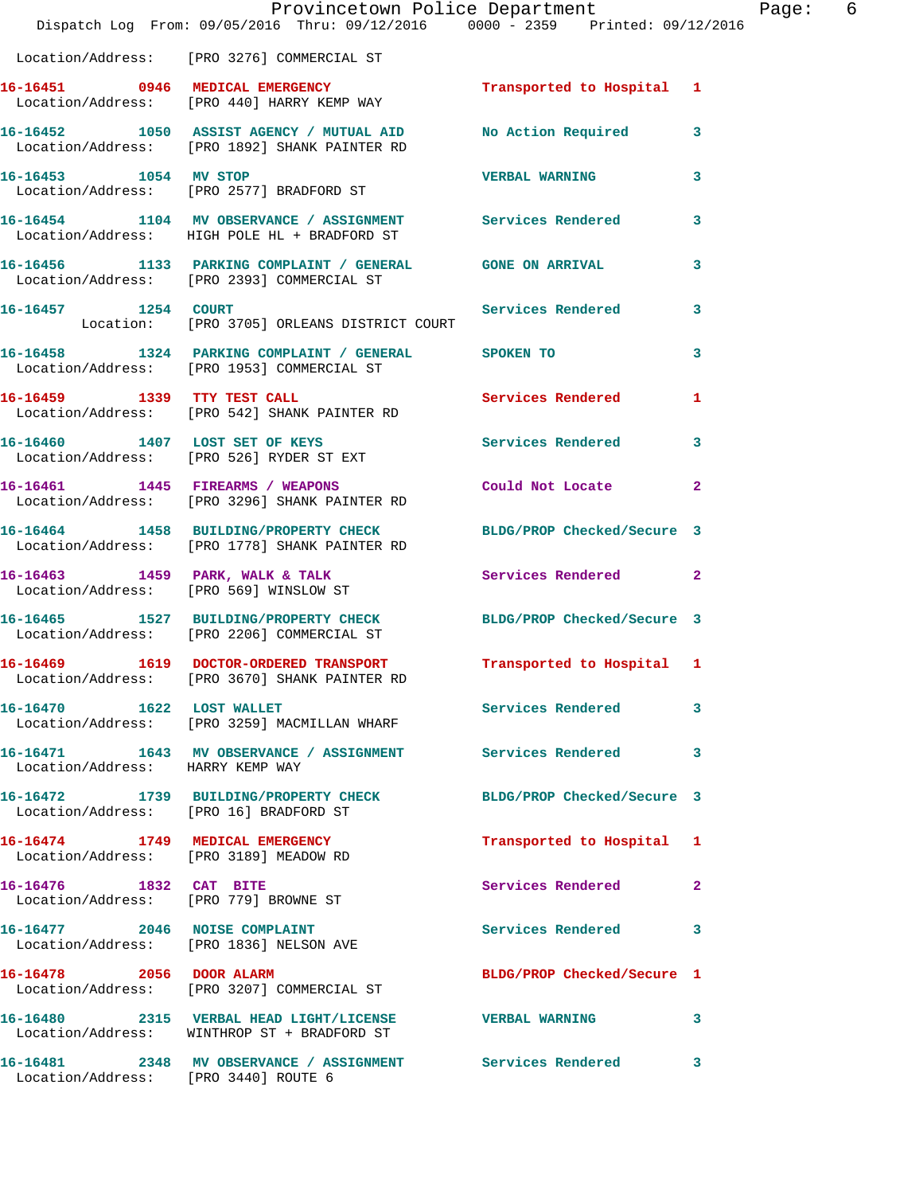Location/Address: [PRO 3276] COMMERCIAL ST

**16-16451 0946 MEDICAL EMERGENCY** Transported to Hospital 1
Location/Address: [PRO 440] HARRY KEMP WAY

**16-16452 1050 ASSIST AGENCY / MUTUAL AID** No Action Required 3
Location/Address: [PRO 1892] SHANK PAINTER RD

**16-16453 1054 MV STOP** VERBAL WARNING 3
Location/Address: [PRO 2577] BRADFORD ST

**16-16454 1104 MV OBSERVANCE / ASSIGNMENT** Services Rendered 3
Location/Address: HIGH POLE HL + BRADFORD ST

**16-16456 1133 PARKING COMPLAINT / GENERAL** GONE ON ARRIVAL 3
Location/Address: [PRO 2393] COMMERCIAL ST

**16-16457 1254 COURT** Services Rendered 3
Location: [PRO 3705] ORLEANS DISTRICT COURT

**16-16458 1324 PARKING COMPLAINT / GENERAL** SPOKEN TO 3
Location/Address: [PRO 1953] COMMERCIAL ST

**16-16459 1339 TTY TEST CALL** Services Rendered 1
Location/Address: [PRO 542] SHANK PAINTER RD

**16-16460 1407 LOST SET OF KEYS** Services Rendered 3
Location/Address: [PRO 526] RYDER ST EXT

**16-16461 1445 FIREARMS / WEAPONS** Could Not Locate 2
Location/Address: [PRO 3296] SHANK PAINTER RD

**16-16464 1458 BUILDING/PROPERTY CHECK** BLDG/PROP Checked/Secure 3
Location/Address: [PRO 1778] SHANK PAINTER RD

**16-16463 1459 PARK, WALK & TALK** Services Rendered 2
Location/Address: [PRO 569] WINSLOW ST

**16-16465 1527 BUILDING/PROPERTY CHECK** BLDG/PROP Checked/Secure 3
Location/Address: [PRO 2206] COMMERCIAL ST

**16-16469 1619 DOCTOR-ORDERED TRANSPORT** Transported to Hospital 1
Location/Address: [PRO 3670] SHANK PAINTER RD

**16-16470 1622 LOST WALLET** Services Rendered 3
Location/Address: [PRO 3259] MACMILLAN WHARF

**16-16471 1643 MV OBSERVANCE / ASSIGNMENT** Services Rendered 3
Location/Address: HARRY KEMP WAY

**16-16472 1739 BUILDING/PROPERTY CHECK** BLDG/PROP Checked/Secure 3
Location/Address: [PRO 16] BRADFORD ST

**16-16474 1749 MEDICAL EMERGENCY** Transported to Hospital 1
Location/Address: [PRO 3189] MEADOW RD

**16-16476 1832 CAT BITE** Services Rendered 2
Location/Address: [PRO 779] BROWNE ST

**16-16477 2046 NOISE COMPLAINT** Services Rendered 3
Location/Address: [PRO 1836] NELSON AVE

**16-16478 2056 DOOR ALARM** BLDG/PROP Checked/Secure 1
Location/Address: [PRO 3207] COMMERCIAL ST

**16-16480 2315 VERBAL HEAD LIGHT/LICENSE** VERBAL WARNING 3
Location/Address: WINTHROP ST + BRADFORD ST

**16-16481 2348 MV OBSERVANCE / ASSIGNMENT** Services Rendered 3
Location/Address: [PRO 3440] ROUTE 6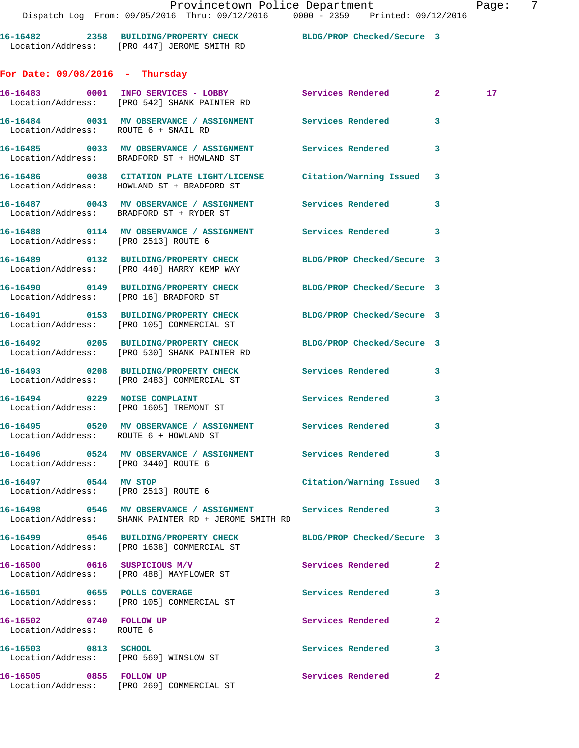16-16482 2358 BUILDING/PROPERTY CHECK BLDG/PROP Checked/Secure 3
Location/Address: [PRO 447] JEROME SMITH RD

## For Date: 09/08/2016 - Thursday

16-16483 0001 INFO SERVICES - LOBBY Services Rendered 2 17
Location/Address: [PRO 542] SHANK PAINTER RD

16-16484 0031 MV OBSERVANCE / ASSIGNMENT Services Rendered 3
Location/Address: ROUTE 6 + SNAIL RD

16-16485 0033 MV OBSERVANCE / ASSIGNMENT Services Rendered 3
Location/Address: BRADFORD ST + HOWLAND ST

16-16486 0038 CITATION PLATE LIGHT/LICENSE Citation/Warning Issued 3
Location/Address: HOWLAND ST + BRADFORD ST

16-16487 0043 MV OBSERVANCE / ASSIGNMENT Services Rendered 3
Location/Address: BRADFORD ST + RYDER ST

16-16488 0114 MV OBSERVANCE / ASSIGNMENT Services Rendered 3
Location/Address: [PRO 2513] ROUTE 6

16-16489 0132 BUILDING/PROPERTY CHECK BLDG/PROP Checked/Secure 3
Location/Address: [PRO 440] HARRY KEMP WAY

16-16490 0149 BUILDING/PROPERTY CHECK BLDG/PROP Checked/Secure 3
Location/Address: [PRO 16] BRADFORD ST

16-16491 0153 BUILDING/PROPERTY CHECK BLDG/PROP Checked/Secure 3
Location/Address: [PRO 105] COMMERCIAL ST

16-16492 0205 BUILDING/PROPERTY CHECK BLDG/PROP Checked/Secure 3
Location/Address: [PRO 530] SHANK PAINTER RD

16-16493 0208 BUILDING/PROPERTY CHECK Services Rendered 3
Location/Address: [PRO 2483] COMMERCIAL ST

16-16494 0229 NOISE COMPLAINT Services Rendered 3
Location/Address: [PRO 1605] TREMONT ST

16-16495 0520 MV OBSERVANCE / ASSIGNMENT Services Rendered 3
Location/Address: ROUTE 6 + HOWLAND ST

16-16496 0524 MV OBSERVANCE / ASSIGNMENT Services Rendered 3
Location/Address: [PRO 3440] ROUTE 6

16-16497 0544 MV STOP Citation/Warning Issued 3
Location/Address: [PRO 2513] ROUTE 6

16-16498 0546 MV OBSERVANCE / ASSIGNMENT Services Rendered 3
Location/Address: SHANK PAINTER RD + JEROME SMITH RD

16-16499 0546 BUILDING/PROPERTY CHECK BLDG/PROP Checked/Secure 3
Location/Address: [PRO 1638] COMMERCIAL ST

16-16500 0616 SUSPICIOUS M/V Services Rendered 2
Location/Address: [PRO 488] MAYFLOWER ST

16-16501 0655 POLLS COVERAGE Services Rendered 3
Location/Address: [PRO 105] COMMERCIAL ST

16-16502 0740 FOLLOW UP Services Rendered 2
Location/Address: ROUTE 6

16-16503 0813 SCHOOL Services Rendered 3
Location/Address: [PRO 569] WINSLOW ST

16-16505 0855 FOLLOW UP Services Rendered 2
Location/Address: [PRO 269] COMMERCIAL ST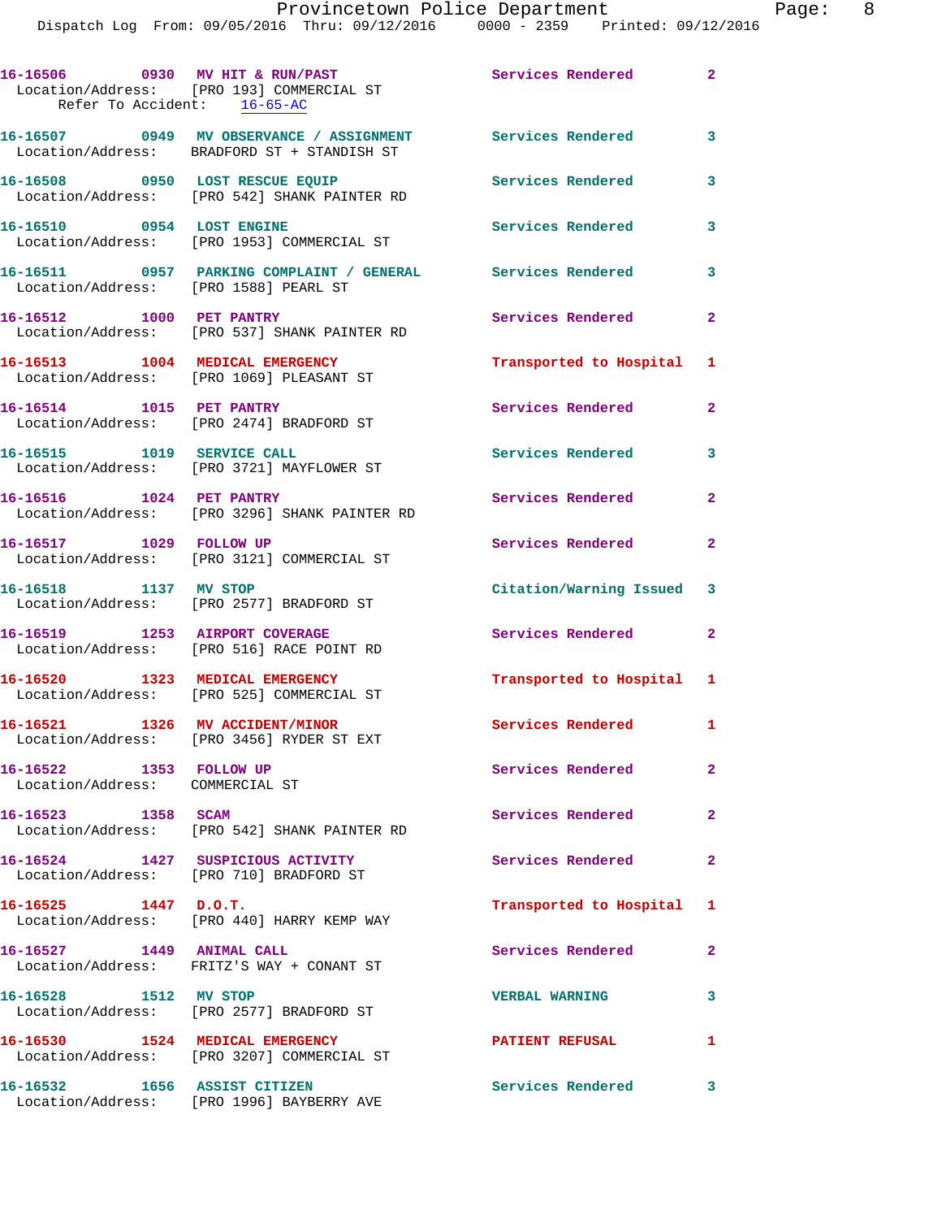16-16506 0930 MV HIT & RUN/PAST Services Rendered 2
Location/Address: [PRO 193] COMMERCIAL ST
Refer To Accident: 16-65-AC

16-16507 0949 MV OBSERVANCE / ASSIGNMENT Services Rendered 3
Location/Address: BRADFORD ST + STANDISH ST

16-16508 0950 LOST RESCUE EQUIP Services Rendered 3
Location/Address: [PRO 542] SHANK PAINTER RD

16-16510 0954 LOST ENGINE Services Rendered 3
Location/Address: [PRO 1953] COMMERCIAL ST

16-16511 0957 PARKING COMPLAINT / GENERAL Services Rendered 3
Location/Address: [PRO 1588] PEARL ST

16-16512 1000 PET PANTRY Services Rendered 2
Location/Address: [PRO 537] SHANK PAINTER RD

16-16513 1004 MEDICAL EMERGENCY Transported to Hospital 1
Location/Address: [PRO 1069] PLEASANT ST

16-16514 1015 PET PANTRY Services Rendered 2
Location/Address: [PRO 2474] BRADFORD ST

16-16515 1019 SERVICE CALL Services Rendered 3
Location/Address: [PRO 3721] MAYFLOWER ST

16-16516 1024 PET PANTRY Services Rendered 2
Location/Address: [PRO 3296] SHANK PAINTER RD

16-16517 1029 FOLLOW UP Services Rendered 2
Location/Address: [PRO 3121] COMMERCIAL ST

16-16518 1137 MV STOP Citation/Warning Issued 3
Location/Address: [PRO 2577] BRADFORD ST

16-16519 1253 AIRPORT COVERAGE Services Rendered 2
Location/Address: [PRO 516] RACE POINT RD

16-16520 1323 MEDICAL EMERGENCY Transported to Hospital 1
Location/Address: [PRO 525] COMMERCIAL ST

16-16521 1326 MV ACCIDENT/MINOR Services Rendered 1
Location/Address: [PRO 3456] RYDER ST EXT

16-16522 1353 FOLLOW UP Services Rendered 2
Location/Address: COMMERCIAL ST

16-16523 1358 SCAM Services Rendered 2
Location/Address: [PRO 542] SHANK PAINTER RD

16-16524 1427 SUSPICIOUS ACTIVITY Services Rendered 2
Location/Address: [PRO 710] BRADFORD ST

16-16525 1447 D.O.T. Transported to Hospital 1
Location/Address: [PRO 440] HARRY KEMP WAY

16-16527 1449 ANIMAL CALL Services Rendered 2
Location/Address: FRITZ'S WAY + CONANT ST

16-16528 1512 MV STOP VERBAL WARNING 3
Location/Address: [PRO 2577] BRADFORD ST

16-16530 1524 MEDICAL EMERGENCY PATIENT REFUSAL 1
Location/Address: [PRO 3207] COMMERCIAL ST

16-16532 1656 ASSIST CITIZEN Services Rendered 3
Location/Address: [PRO 1996] BAYBERRY AVE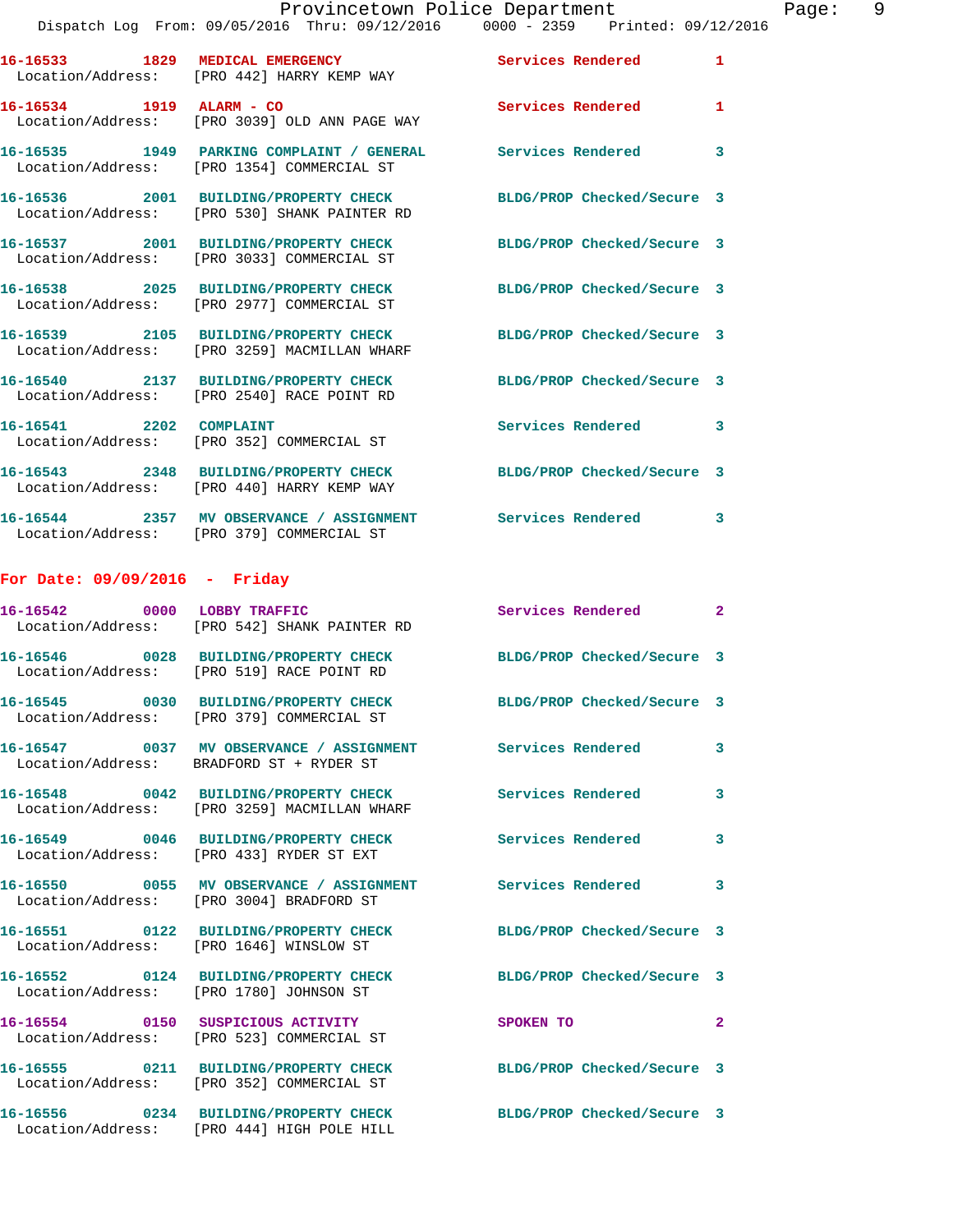16-16533 1829 MEDICAL EMERGENCY Services Rendered 1
Location/Address: [PRO 442] HARRY KEMP WAY

16-16534 1919 ALARM - CO Services Rendered 1
Location/Address: [PRO 3039] OLD ANN PAGE WAY

16-16535 1949 PARKING COMPLAINT / GENERAL Services Rendered 3
Location/Address: [PRO 1354] COMMERCIAL ST

16-16536 2001 BUILDING/PROPERTY CHECK BLDG/PROP Checked/Secure 3
Location/Address: [PRO 530] SHANK PAINTER RD

16-16537 2001 BUILDING/PROPERTY CHECK BLDG/PROP Checked/Secure 3
Location/Address: [PRO 3033] COMMERCIAL ST

16-16538 2025 BUILDING/PROPERTY CHECK BLDG/PROP Checked/Secure 3
Location/Address: [PRO 2977] COMMERCIAL ST

16-16539 2105 BUILDING/PROPERTY CHECK BLDG/PROP Checked/Secure 3
Location/Address: [PRO 3259] MACMILLAN WHARF

16-16540 2137 BUILDING/PROPERTY CHECK BLDG/PROP Checked/Secure 3
Location/Address: [PRO 2540] RACE POINT RD

16-16541 2202 COMPLAINT Services Rendered 3
Location/Address: [PRO 352] COMMERCIAL ST

16-16543 2348 BUILDING/PROPERTY CHECK BLDG/PROP Checked/Secure 3
Location/Address: [PRO 440] HARRY KEMP WAY

16-16544 2357 MV OBSERVANCE / ASSIGNMENT Services Rendered 3
Location/Address: [PRO 379] COMMERCIAL ST

## For Date: 09/09/2016 - Friday

16-16542 0000 LOBBY TRAFFIC Services Rendered 2
Location/Address: [PRO 542] SHANK PAINTER RD

16-16546 0028 BUILDING/PROPERTY CHECK BLDG/PROP Checked/Secure 3
Location/Address: [PRO 519] RACE POINT RD

16-16545 0030 BUILDING/PROPERTY CHECK BLDG/PROP Checked/Secure 3
Location/Address: [PRO 379] COMMERCIAL ST

16-16547 0037 MV OBSERVANCE / ASSIGNMENT Services Rendered 3
Location/Address: BRADFORD ST + RYDER ST

16-16548 0042 BUILDING/PROPERTY CHECK Services Rendered 3
Location/Address: [PRO 3259] MACMILLAN WHARF

16-16549 0046 BUILDING/PROPERTY CHECK Services Rendered 3
Location/Address: [PRO 433] RYDER ST EXT

16-16550 0055 MV OBSERVANCE / ASSIGNMENT Services Rendered 3
Location/Address: [PRO 3004] BRADFORD ST

16-16551 0122 BUILDING/PROPERTY CHECK BLDG/PROP Checked/Secure 3
Location/Address: [PRO 1646] WINSLOW ST

16-16552 0124 BUILDING/PROPERTY CHECK BLDG/PROP Checked/Secure 3
Location/Address: [PRO 1780] JOHNSON ST

16-16554 0150 SUSPICIOUS ACTIVITY SPOKEN TO 2
Location/Address: [PRO 523] COMMERCIAL ST

16-16555 0211 BUILDING/PROPERTY CHECK BLDG/PROP Checked/Secure 3
Location/Address: [PRO 352] COMMERCIAL ST

16-16556 0234 BUILDING/PROPERTY CHECK BLDG/PROP Checked/Secure 3
Location/Address: [PRO 444] HIGH POLE HILL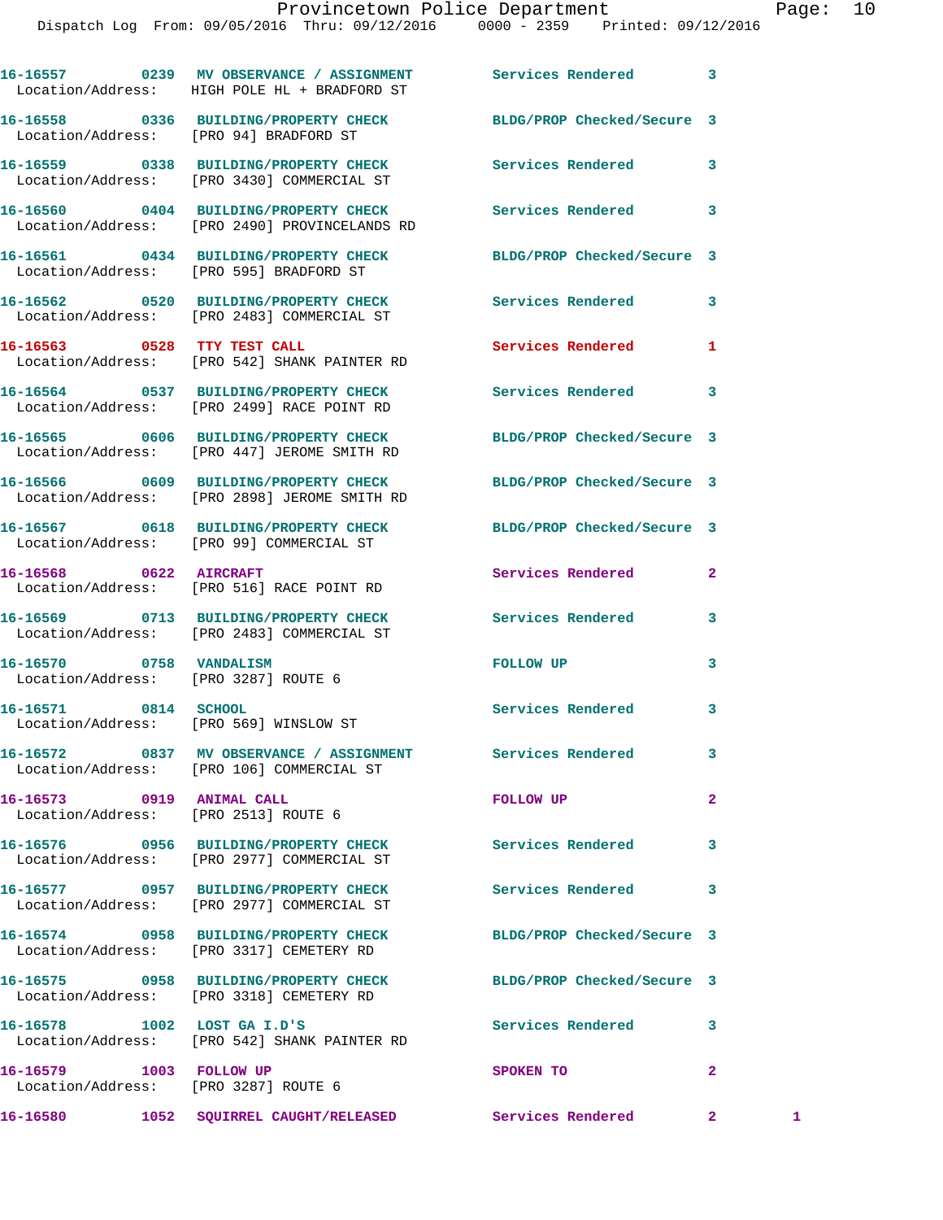16-16557 0239 MV OBSERVANCE / ASSIGNMENT Services Rendered 3
Location/Address: HIGH POLE HL + BRADFORD ST

16-16558 0336 BUILDING/PROPERTY CHECK BLDG/PROP Checked/Secure 3
Location/Address: [PRO 94] BRADFORD ST

16-16559 0338 BUILDING/PROPERTY CHECK Services Rendered 3
Location/Address: [PRO 3430] COMMERCIAL ST

16-16560 0404 BUILDING/PROPERTY CHECK Services Rendered 3
Location/Address: [PRO 2490] PROVINCELANDS RD

16-16561 0434 BUILDING/PROPERTY CHECK BLDG/PROP Checked/Secure 3
Location/Address: [PRO 595] BRADFORD ST

16-16562 0520 BUILDING/PROPERTY CHECK Services Rendered 3
Location/Address: [PRO 2483] COMMERCIAL ST

16-16563 0528 TTY TEST CALL Services Rendered 1
Location/Address: [PRO 542] SHANK PAINTER RD

16-16564 0537 BUILDING/PROPERTY CHECK Services Rendered 3
Location/Address: [PRO 2499] RACE POINT RD

16-16565 0606 BUILDING/PROPERTY CHECK BLDG/PROP Checked/Secure 3
Location/Address: [PRO 447] JEROME SMITH RD

16-16566 0609 BUILDING/PROPERTY CHECK BLDG/PROP Checked/Secure 3
Location/Address: [PRO 2898] JEROME SMITH RD

16-16567 0618 BUILDING/PROPERTY CHECK BLDG/PROP Checked/Secure 3
Location/Address: [PRO 99] COMMERCIAL ST

16-16568 0622 AIRCRAFT Services Rendered 2
Location/Address: [PRO 516] RACE POINT RD

16-16569 0713 BUILDING/PROPERTY CHECK Services Rendered 3
Location/Address: [PRO 2483] COMMERCIAL ST

16-16570 0758 VANDALISM FOLLOW UP 3
Location/Address: [PRO 3287] ROUTE 6

16-16571 0814 SCHOOL Services Rendered 3
Location/Address: [PRO 569] WINSLOW ST

16-16572 0837 MV OBSERVANCE / ASSIGNMENT Services Rendered 3
Location/Address: [PRO 106] COMMERCIAL ST

16-16573 0919 ANIMAL CALL FOLLOW UP 2
Location/Address: [PRO 2513] ROUTE 6

16-16576 0956 BUILDING/PROPERTY CHECK Services Rendered 3
Location/Address: [PRO 2977] COMMERCIAL ST

16-16577 0957 BUILDING/PROPERTY CHECK Services Rendered 3
Location/Address: [PRO 2977] COMMERCIAL ST

16-16574 0958 BUILDING/PROPERTY CHECK BLDG/PROP Checked/Secure 3
Location/Address: [PRO 3317] CEMETERY RD

16-16575 0958 BUILDING/PROPERTY CHECK BLDG/PROP Checked/Secure 3
Location/Address: [PRO 3318] CEMETERY RD

16-16578 1002 LOST GA I.D'S Services Rendered 3
Location/Address: [PRO 542] SHANK PAINTER RD

16-16579 1003 FOLLOW UP SPOKEN TO 2
Location/Address: [PRO 3287] ROUTE 6

16-16580 1052 SQUIRREL CAUGHT/RELEASED Services Rendered 2 1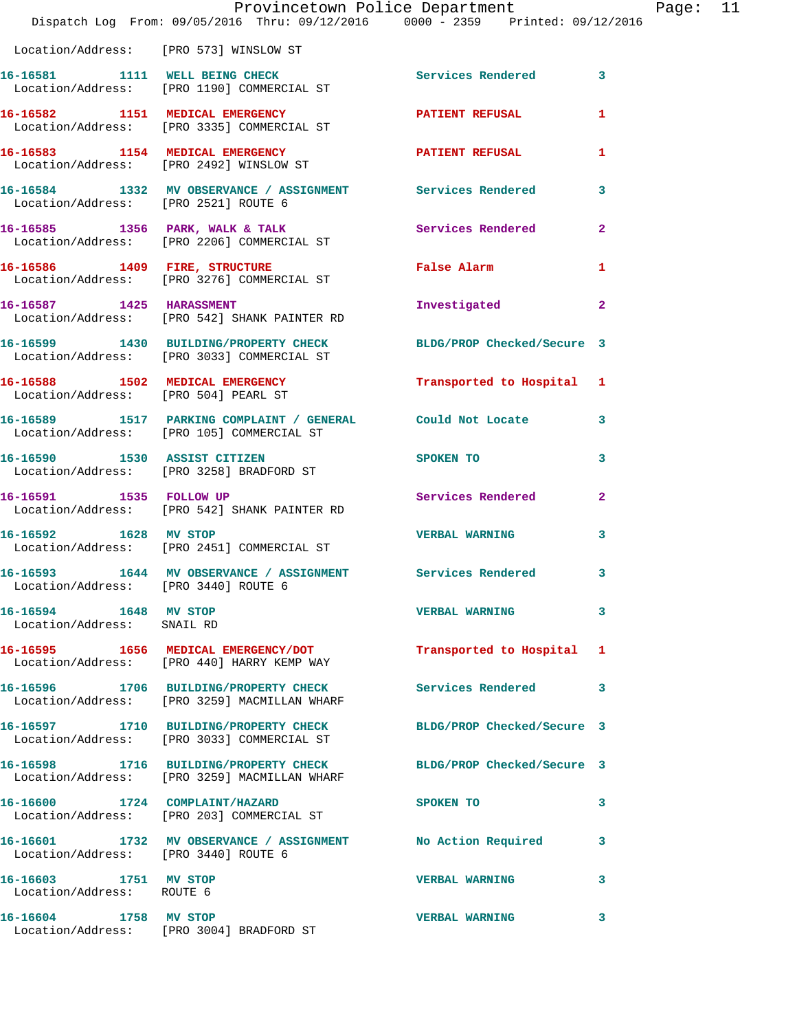Location/Address: [PRO 573] WINSLOW ST

**16-16581 1111 WELL BEING CHECK** Services Rendered 3
Location/Address: [PRO 1190] COMMERCIAL ST

**16-16582 1151 MEDICAL EMERGENCY** PATIENT REFUSAL 1
Location/Address: [PRO 3335] COMMERCIAL ST

**16-16583 1154 MEDICAL EMERGENCY** PATIENT REFUSAL 1
Location/Address: [PRO 2492] WINSLOW ST

**16-16584 1332 MV OBSERVANCE / ASSIGNMENT** Services Rendered 3
Location/Address: [PRO 2521] ROUTE 6

**16-16585 1356 PARK, WALK & TALK** Services Rendered 2
Location/Address: [PRO 2206] COMMERCIAL ST

**16-16586 1409 FIRE, STRUCTURE** False Alarm 1
Location/Address: [PRO 3276] COMMERCIAL ST

**16-16587 1425 HARASSMENT** Investigated 2
Location/Address: [PRO 542] SHANK PAINTER RD

**16-16599 1430 BUILDING/PROPERTY CHECK** BLDG/PROP Checked/Secure 3
Location/Address: [PRO 3033] COMMERCIAL ST

**16-16588 1502 MEDICAL EMERGENCY** Transported to Hospital 1
Location/Address: [PRO 504] PEARL ST

**16-16589 1517 PARKING COMPLAINT / GENERAL** Could Not Locate 3
Location/Address: [PRO 105] COMMERCIAL ST

**16-16590 1530 ASSIST CITIZEN** SPOKEN TO 3
Location/Address: [PRO 3258] BRADFORD ST

**16-16591 1535 FOLLOW UP** Services Rendered 2
Location/Address: [PRO 542] SHANK PAINTER RD

**16-16592 1628 MV STOP** VERBAL WARNING 3
Location/Address: [PRO 2451] COMMERCIAL ST

**16-16593 1644 MV OBSERVANCE / ASSIGNMENT** Services Rendered 3
Location/Address: [PRO 3440] ROUTE 6

**16-16594 1648 MV STOP** VERBAL WARNING 3
Location/Address: SNAIL RD

**16-16595 1656 MEDICAL EMERGENCY/DOT** Transported to Hospital 1
Location/Address: [PRO 440] HARRY KEMP WAY

**16-16596 1706 BUILDING/PROPERTY CHECK** Services Rendered 3
Location/Address: [PRO 3259] MACMILLAN WHARF

**16-16597 1710 BUILDING/PROPERTY CHECK** BLDG/PROP Checked/Secure 3
Location/Address: [PRO 3033] COMMERCIAL ST

**16-16598 1716 BUILDING/PROPERTY CHECK** BLDG/PROP Checked/Secure 3
Location/Address: [PRO 3259] MACMILLAN WHARF

**16-16600 1724 COMPLAINT/HAZARD** SPOKEN TO 3
Location/Address: [PRO 203] COMMERCIAL ST

**16-16601 1732 MV OBSERVANCE / ASSIGNMENT** No Action Required 3
Location/Address: [PRO 3440] ROUTE 6

**16-16603 1751 MV STOP** VERBAL WARNING 3
Location/Address: ROUTE 6

**16-16604 1758 MV STOP** VERBAL WARNING 3
Location/Address: [PRO 3004] BRADFORD ST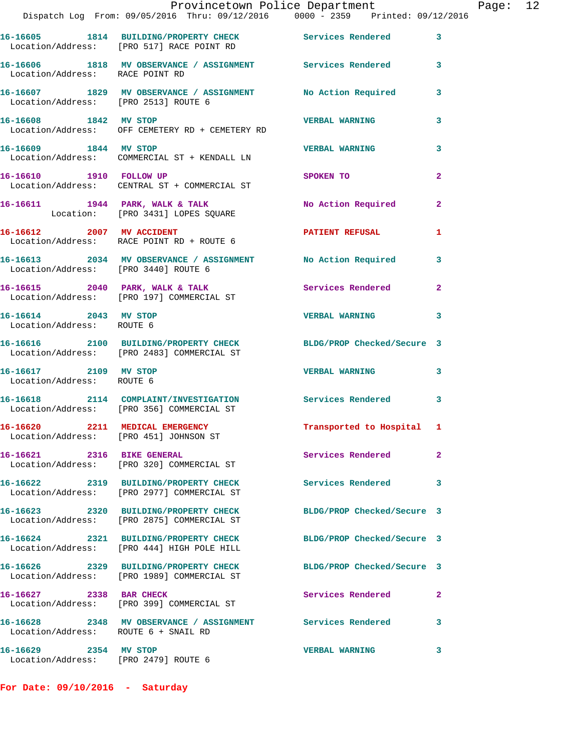16-16605 1814 BUILDING/PROPERTY CHECK Services Rendered 3
Location/Address: [PRO 517] RACE POINT RD

16-16606 1818 MV OBSERVANCE / ASSIGNMENT Services Rendered 3
Location/Address: RACE POINT RD

16-16607 1829 MV OBSERVANCE / ASSIGNMENT No Action Required 3
Location/Address: [PRO 2513] ROUTE 6

16-16608 1842 MV STOP VERBAL WARNING 3
Location/Address: OFF CEMETERY RD + CEMETERY RD

16-16609 1844 MV STOP VERBAL WARNING 3
Location/Address: COMMERCIAL ST + KENDALL LN

16-16610 1910 FOLLOW UP SPOKEN TO 2
Location/Address: CENTRAL ST + COMMERCIAL ST

16-16611 1944 PARK, WALK & TALK No Action Required 2
Location: [PRO 3431] LOPES SQUARE

16-16612 2007 MV ACCIDENT PATIENT REFUSAL 1
Location/Address: RACE POINT RD + ROUTE 6

16-16613 2034 MV OBSERVANCE / ASSIGNMENT No Action Required 3
Location/Address: [PRO 3440] ROUTE 6

16-16615 2040 PARK, WALK & TALK Services Rendered 2
Location/Address: [PRO 197] COMMERCIAL ST

16-16614 2043 MV STOP VERBAL WARNING 3
Location/Address: ROUTE 6

16-16616 2100 BUILDING/PROPERTY CHECK BLDG/PROP Checked/Secure 3
Location/Address: [PRO 2483] COMMERCIAL ST

16-16617 2109 MV STOP VERBAL WARNING 3
Location/Address: ROUTE 6

16-16618 2114 COMPLAINT/INVESTIGATION Services Rendered 3
Location/Address: [PRO 356] COMMERCIAL ST

16-16620 2211 MEDICAL EMERGENCY Transported to Hospital 1
Location/Address: [PRO 451] JOHNSON ST

16-16621 2316 BIKE GENERAL Services Rendered 2
Location/Address: [PRO 320] COMMERCIAL ST

16-16622 2319 BUILDING/PROPERTY CHECK Services Rendered 3
Location/Address: [PRO 2977] COMMERCIAL ST

16-16623 2320 BUILDING/PROPERTY CHECK BLDG/PROP Checked/Secure 3
Location/Address: [PRO 2875] COMMERCIAL ST

16-16624 2321 BUILDING/PROPERTY CHECK BLDG/PROP Checked/Secure 3
Location/Address: [PRO 444] HIGH POLE HILL

16-16626 2329 BUILDING/PROPERTY CHECK BLDG/PROP Checked/Secure 3
Location/Address: [PRO 1989] COMMERCIAL ST

16-16627 2338 BAR CHECK Services Rendered 2
Location/Address: [PRO 399] COMMERCIAL ST

16-16628 2348 MV OBSERVANCE / ASSIGNMENT Services Rendered 3
Location/Address: ROUTE 6 + SNAIL RD

16-16629 2354 MV STOP VERBAL WARNING 3
Location/Address: [PRO 2479] ROUTE 6

**For Date: 09/10/2016 - Saturday**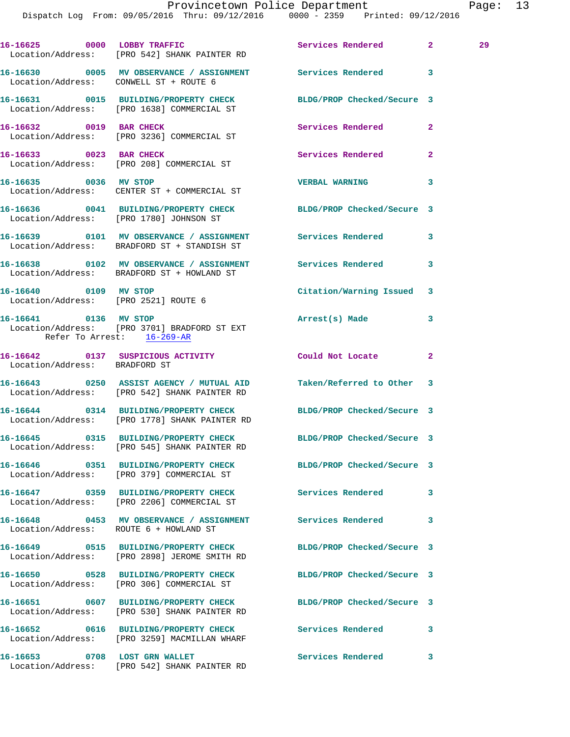| Call Number | Time | Call Reason | Action | Priority | |
|---|---|---|---|---|---|
| 16-16625 | 0000 | LOBBY TRAFFIC | Services Rendered | 2 | 29 |
| Location/Address: [PRO 542] SHANK PAINTER RD | | | | | |
| 16-16630 | 0005 | MV OBSERVANCE / ASSIGNMENT | Services Rendered | 3 | |
| Location/Address: CONWELL ST + ROUTE 6 | | | | | |
| 16-16631 | 0015 | BUILDING/PROPERTY CHECK | BLDG/PROP Checked/Secure | 3 | |
| Location/Address: [PRO 1638] COMMERCIAL ST | | | | | |
| 16-16632 | 0019 | BAR CHECK | Services Rendered | 2 | |
| Location/Address: [PRO 3236] COMMERCIAL ST | | | | | |
| 16-16633 | 0023 | BAR CHECK | Services Rendered | 2 | |
| Location/Address: [PRO 208] COMMERCIAL ST | | | | | |
| 16-16635 | 0036 | MV STOP | VERBAL WARNING | 3 | |
| Location/Address: CENTER ST + COMMERCIAL ST | | | | | |
| 16-16636 | 0041 | BUILDING/PROPERTY CHECK | BLDG/PROP Checked/Secure | 3 | |
| Location/Address: [PRO 1780] JOHNSON ST | | | | | |
| 16-16639 | 0101 | MV OBSERVANCE / ASSIGNMENT | Services Rendered | 3 | |
| Location/Address: BRADFORD ST + STANDISH ST | | | | | |
| 16-16638 | 0102 | MV OBSERVANCE / ASSIGNMENT | Services Rendered | 3 | |
| Location/Address: BRADFORD ST + HOWLAND ST | | | | | |
| 16-16640 | 0109 | MV STOP | Citation/Warning Issued | 3 | |
| Location/Address: [PRO 2521] ROUTE 6 | | | | | |
| 16-16641 | 0136 | MV STOP | Arrest(s) Made | 3 | |
| Location/Address: [PRO 3701] BRADFORD ST EXT | | | | | |
| Refer To Arrest: 16-269-AR | | | | | |
| 16-16642 | 0137 | SUSPICIOUS ACTIVITY | Could Not Locate | 2 | |
| Location/Address: BRADFORD ST | | | | | |
| 16-16643 | 0250 | ASSIST AGENCY / MUTUAL AID | Taken/Referred to Other | 3 | |
| Location/Address: [PRO 542] SHANK PAINTER RD | | | | | |
| 16-16644 | 0314 | BUILDING/PROPERTY CHECK | BLDG/PROP Checked/Secure | 3 | |
| Location/Address: [PRO 1778] SHANK PAINTER RD | | | | | |
| 16-16645 | 0315 | BUILDING/PROPERTY CHECK | BLDG/PROP Checked/Secure | 3 | |
| Location/Address: [PRO 545] SHANK PAINTER RD | | | | | |
| 16-16646 | 0351 | BUILDING/PROPERTY CHECK | BLDG/PROP Checked/Secure | 3 | |
| Location/Address: [PRO 379] COMMERCIAL ST | | | | | |
| 16-16647 | 0359 | BUILDING/PROPERTY CHECK | Services Rendered | 3 | |
| Location/Address: [PRO 2206] COMMERCIAL ST | | | | | |
| 16-16648 | 0453 | MV OBSERVANCE / ASSIGNMENT | Services Rendered | 3 | |
| Location/Address: ROUTE 6 + HOWLAND ST | | | | | |
| 16-16649 | 0515 | BUILDING/PROPERTY CHECK | BLDG/PROP Checked/Secure | 3 | |
| Location/Address: [PRO 2898] JEROME SMITH RD | | | | | |
| 16-16650 | 0528 | BUILDING/PROPERTY CHECK | BLDG/PROP Checked/Secure | 3 | |
| Location/Address: [PRO 306] COMMERCIAL ST | | | | | |
| 16-16651 | 0607 | BUILDING/PROPERTY CHECK | BLDG/PROP Checked/Secure | 3 | |
| Location/Address: [PRO 530] SHANK PAINTER RD | | | | | |
| 16-16652 | 0616 | BUILDING/PROPERTY CHECK | Services Rendered | 3 | |
| Location/Address: [PRO 3259] MACMILLAN WHARF | | | | | |
| 16-16653 | 0708 | LOST GRN WALLET | Services Rendered | 3 | |
| Location/Address: [PRO 542] SHANK PAINTER RD | | | | | |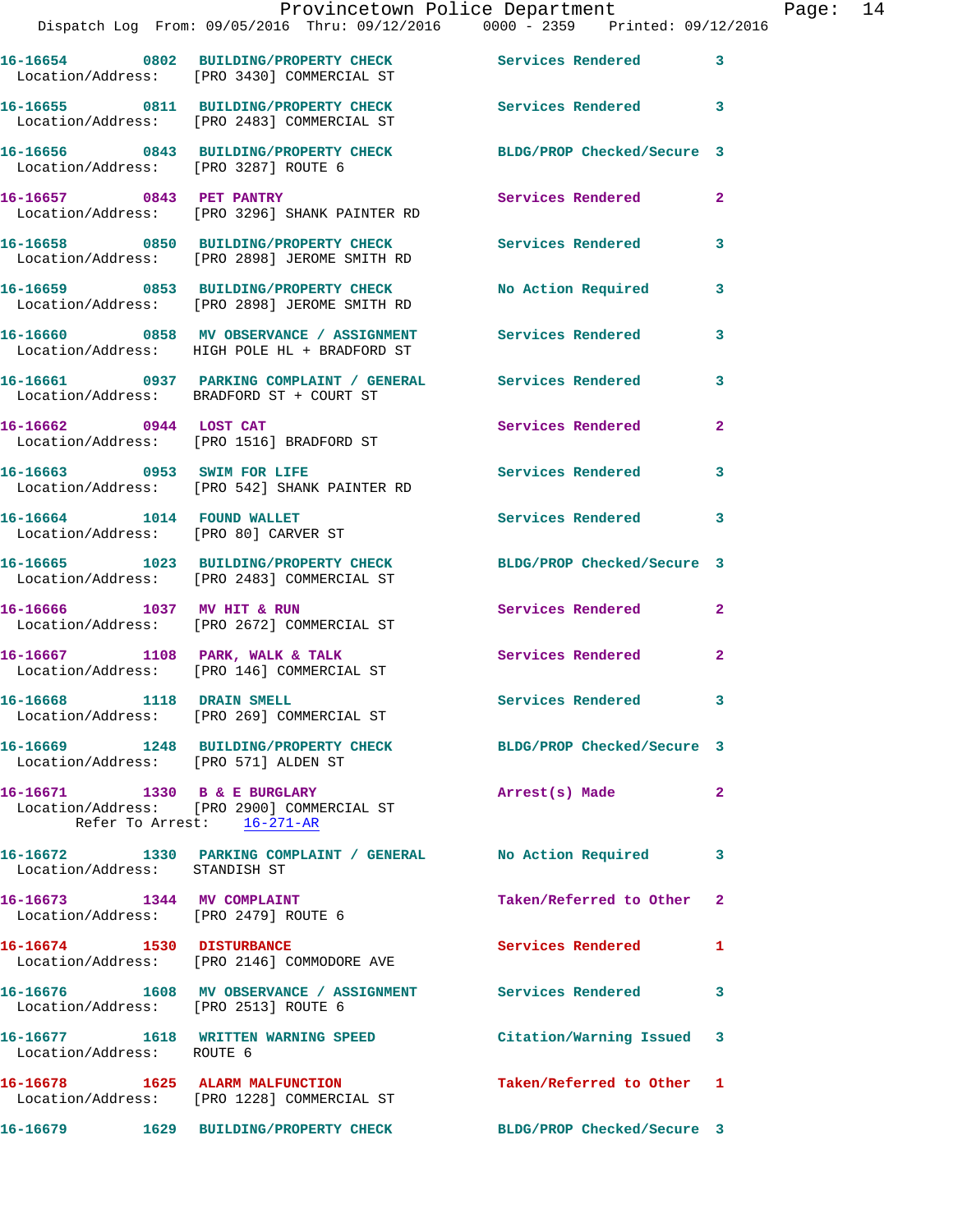16-16654 0802 BUILDING/PROPERTY CHECK Services Rendered 3
Location/Address: [PRO 3430] COMMERCIAL ST

16-16655 0811 BUILDING/PROPERTY CHECK Services Rendered 3
Location/Address: [PRO 2483] COMMERCIAL ST

16-16656 0843 BUILDING/PROPERTY CHECK BLDG/PROP Checked/Secure 3
Location/Address: [PRO 3287] ROUTE 6

16-16657 0843 PET PANTRY Services Rendered 2
Location/Address: [PRO 3296] SHANK PAINTER RD

16-16658 0850 BUILDING/PROPERTY CHECK Services Rendered 3
Location/Address: [PRO 2898] JEROME SMITH RD

16-16659 0853 BUILDING/PROPERTY CHECK No Action Required 3
Location/Address: [PRO 2898] JEROME SMITH RD

16-16660 0858 MV OBSERVANCE / ASSIGNMENT Services Rendered 3
Location/Address: HIGH POLE HL + BRADFORD ST

16-16661 0937 PARKING COMPLAINT / GENERAL Services Rendered 3
Location/Address: BRADFORD ST + COURT ST

16-16662 0944 LOST CAT Services Rendered 2
Location/Address: [PRO 1516] BRADFORD ST

16-16663 0953 SWIM FOR LIFE Services Rendered 3
Location/Address: [PRO 542] SHANK PAINTER RD

16-16664 1014 FOUND WALLET Services Rendered 3
Location/Address: [PRO 80] CARVER ST

16-16665 1023 BUILDING/PROPERTY CHECK BLDG/PROP Checked/Secure 3
Location/Address: [PRO 2483] COMMERCIAL ST

16-16666 1037 MV HIT & RUN Services Rendered 2
Location/Address: [PRO 2672] COMMERCIAL ST

16-16667 1108 PARK, WALK & TALK Services Rendered 2
Location/Address: [PRO 146] COMMERCIAL ST

16-16668 1118 DRAIN SMELL Services Rendered 3
Location/Address: [PRO 269] COMMERCIAL ST

16-16669 1248 BUILDING/PROPERTY CHECK BLDG/PROP Checked/Secure 3
Location/Address: [PRO 571] ALDEN ST

16-16671 1330 B & E BURGLARY Arrest(s) Made 2
Location/Address: [PRO 2900] COMMERCIAL ST
Refer To Arrest: 16-271-AR

16-16672 1330 PARKING COMPLAINT / GENERAL No Action Required 3
Location/Address: STANDISH ST

16-16673 1344 MV COMPLAINT Taken/Referred to Other 2
Location/Address: [PRO 2479] ROUTE 6

16-16674 1530 DISTURBANCE Services Rendered 1
Location/Address: [PRO 2146] COMMODORE AVE

16-16676 1608 MV OBSERVANCE / ASSIGNMENT Services Rendered 3
Location/Address: [PRO 2513] ROUTE 6

16-16677 1618 WRITTEN WARNING SPEED Citation/Warning Issued 3
Location/Address: ROUTE 6

16-16678 1625 ALARM MALFUNCTION Taken/Referred to Other 1
Location/Address: [PRO 1228] COMMERCIAL ST

16-16679 1629 BUILDING/PROPERTY CHECK BLDG/PROP Checked/Secure 3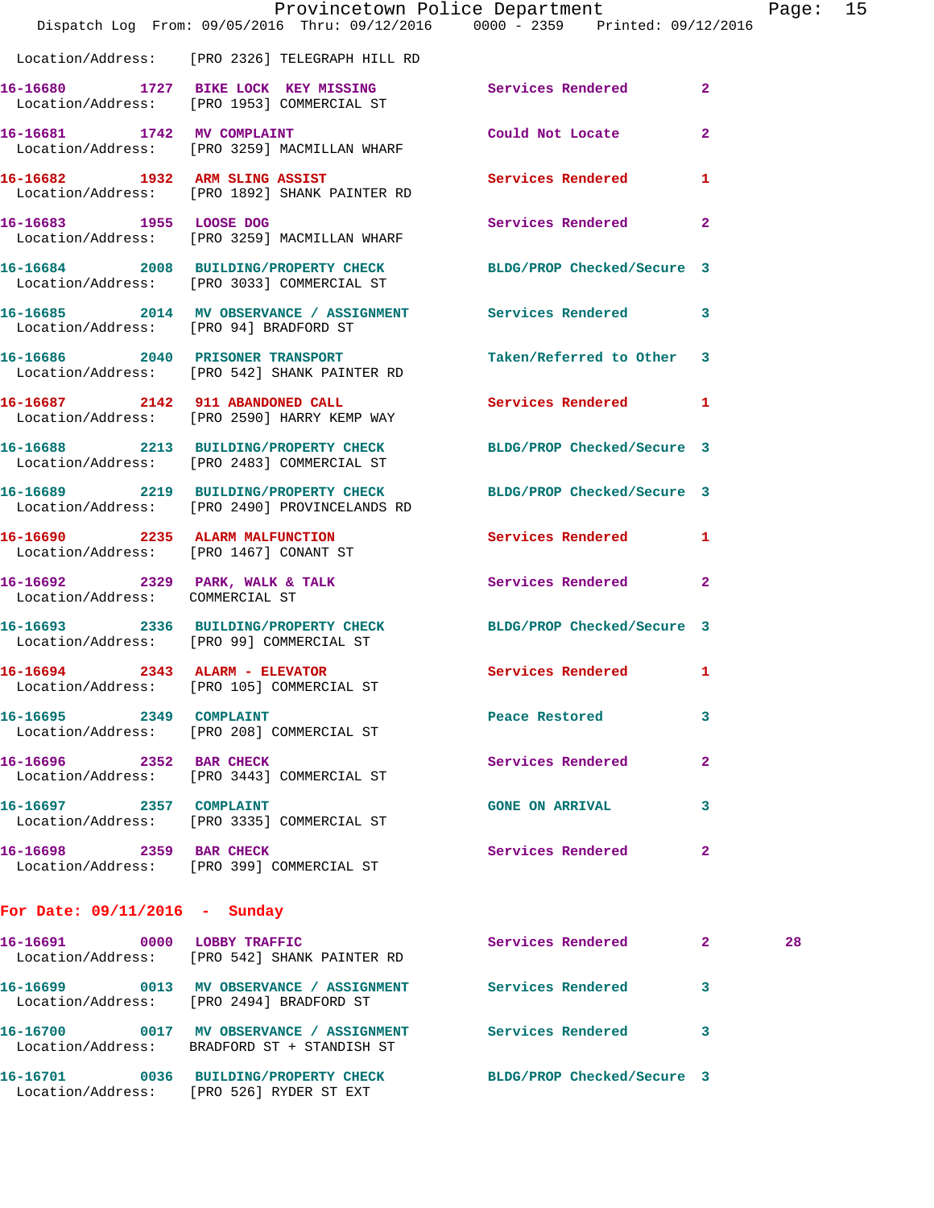Location/Address: [PRO 2326] TELEGRAPH HILL RD

16-16680 1727 BIKE LOCK KEY MISSING Services Rendered 2
Location/Address: [PRO 1953] COMMERCIAL ST

16-16681 1742 MV COMPLAINT Could Not Locate 2
Location/Address: [PRO 3259] MACMILLAN WHARF

16-16682 1932 ARM SLING ASSIST Services Rendered 1
Location/Address: [PRO 1892] SHANK PAINTER RD

16-16683 1955 LOOSE DOG Services Rendered 2
Location/Address: [PRO 3259] MACMILLAN WHARF

16-16684 2008 BUILDING/PROPERTY CHECK BLDG/PROP Checked/Secure 3
Location/Address: [PRO 3033] COMMERCIAL ST

16-16685 2014 MV OBSERVANCE / ASSIGNMENT Services Rendered 3
Location/Address: [PRO 94] BRADFORD ST

16-16686 2040 PRISONER TRANSPORT Taken/Referred to Other 3
Location/Address: [PRO 542] SHANK PAINTER RD

16-16687 2142 911 ABANDONED CALL Services Rendered 1
Location/Address: [PRO 2590] HARRY KEMP WAY

16-16688 2213 BUILDING/PROPERTY CHECK BLDG/PROP Checked/Secure 3
Location/Address: [PRO 2483] COMMERCIAL ST

16-16689 2219 BUILDING/PROPERTY CHECK BLDG/PROP Checked/Secure 3
Location/Address: [PRO 2490] PROVINCELANDS RD

16-16690 2235 ALARM MALFUNCTION Services Rendered 1
Location/Address: [PRO 1467] CONANT ST

16-16692 2329 PARK, WALK & TALK Services Rendered 2
Location/Address: COMMERCIAL ST

16-16693 2336 BUILDING/PROPERTY CHECK BLDG/PROP Checked/Secure 3
Location/Address: [PRO 99] COMMERCIAL ST

16-16694 2343 ALARM - ELEVATOR Services Rendered 1
Location/Address: [PRO 105] COMMERCIAL ST

16-16695 2349 COMPLAINT Peace Restored 3
Location/Address: [PRO 208] COMMERCIAL ST

16-16696 2352 BAR CHECK Services Rendered 2
Location/Address: [PRO 3443] COMMERCIAL ST

16-16697 2357 COMPLAINT GONE ON ARRIVAL 3
Location/Address: [PRO 3335] COMMERCIAL ST

16-16698 2359 BAR CHECK Services Rendered 2
Location/Address: [PRO 399] COMMERCIAL ST

## For Date: 09/11/2016 - Sunday

16-16691 0000 LOBBY TRAFFIC Services Rendered 2 28
Location/Address: [PRO 542] SHANK PAINTER RD

16-16699 0013 MV OBSERVANCE / ASSIGNMENT Services Rendered 3
Location/Address: [PRO 2494] BRADFORD ST

16-16700 0017 MV OBSERVANCE / ASSIGNMENT Services Rendered 3
Location/Address: BRADFORD ST + STANDISH ST

16-16701 0036 BUILDING/PROPERTY CHECK BLDG/PROP Checked/Secure 3
Location/Address: [PRO 526] RYDER ST EXT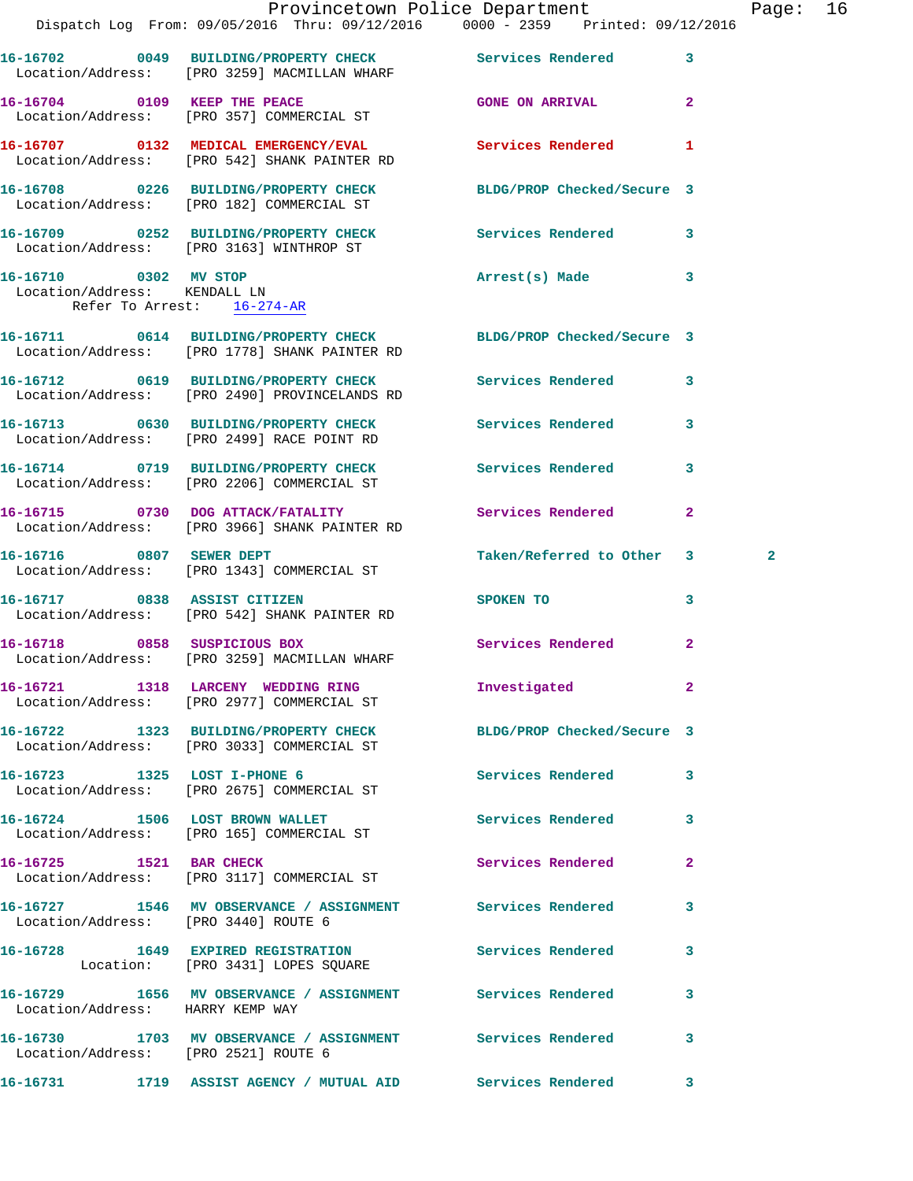16-16702 0049 BUILDING/PROPERTY CHECK Services Rendered 3
Location/Address: [PRO 3259] MACMILLAN WHARF

16-16704 0109 KEEP THE PEACE GONE ON ARRIVAL 2
Location/Address: [PRO 357] COMMERCIAL ST

16-16707 0132 MEDICAL EMERGENCY/EVAL Services Rendered 1
Location/Address: [PRO 542] SHANK PAINTER RD

16-16708 0226 BUILDING/PROPERTY CHECK BLDG/PROP Checked/Secure 3
Location/Address: [PRO 182] COMMERCIAL ST

16-16709 0252 BUILDING/PROPERTY CHECK Services Rendered 3
Location/Address: [PRO 3163] WINTHROP ST

16-16710 0302 MV STOP Arrest(s) Made 3
Location/Address: KENDALL LN
Refer To Arrest: 16-274-AR

16-16711 0614 BUILDING/PROPERTY CHECK BLDG/PROP Checked/Secure 3
Location/Address: [PRO 1778] SHANK PAINTER RD

16-16712 0619 BUILDING/PROPERTY CHECK Services Rendered 3
Location/Address: [PRO 2490] PROVINCELANDS RD

16-16713 0630 BUILDING/PROPERTY CHECK Services Rendered 3
Location/Address: [PRO 2499] RACE POINT RD

16-16714 0719 BUILDING/PROPERTY CHECK Services Rendered 3
Location/Address: [PRO 2206] COMMERCIAL ST

16-16715 0730 DOG ATTACK/FATALITY Services Rendered 2
Location/Address: [PRO 3966] SHANK PAINTER RD

16-16716 0807 SEWER DEPT Taken/Referred to Other 3 2
Location/Address: [PRO 1343] COMMERCIAL ST

16-16717 0838 ASSIST CITIZEN SPOKEN TO 3
Location/Address: [PRO 542] SHANK PAINTER RD

16-16718 0858 SUSPICIOUS BOX Services Rendered 2
Location/Address: [PRO 3259] MACMILLAN WHARF

16-16721 1318 LARCENY WEDDING RING Investigated 2
Location/Address: [PRO 2977] COMMERCIAL ST

16-16722 1323 BUILDING/PROPERTY CHECK BLDG/PROP Checked/Secure 3
Location/Address: [PRO 3033] COMMERCIAL ST

16-16723 1325 LOST I-PHONE 6 Services Rendered 3
Location/Address: [PRO 2675] COMMERCIAL ST

16-16724 1506 LOST BROWN WALLET Services Rendered 3
Location/Address: [PRO 165] COMMERCIAL ST

16-16725 1521 BAR CHECK Services Rendered 2
Location/Address: [PRO 3117] COMMERCIAL ST

16-16727 1546 MV OBSERVANCE / ASSIGNMENT Services Rendered 3
Location/Address: [PRO 3440] ROUTE 6

16-16728 1649 EXPIRED REGISTRATION Services Rendered 3
Location: [PRO 3431] LOPES SQUARE

16-16729 1656 MV OBSERVANCE / ASSIGNMENT Services Rendered 3
Location/Address: HARRY KEMP WAY

16-16730 1703 MV OBSERVANCE / ASSIGNMENT Services Rendered 3
Location/Address: [PRO 2521] ROUTE 6

16-16731 1719 ASSIST AGENCY / MUTUAL AID Services Rendered 3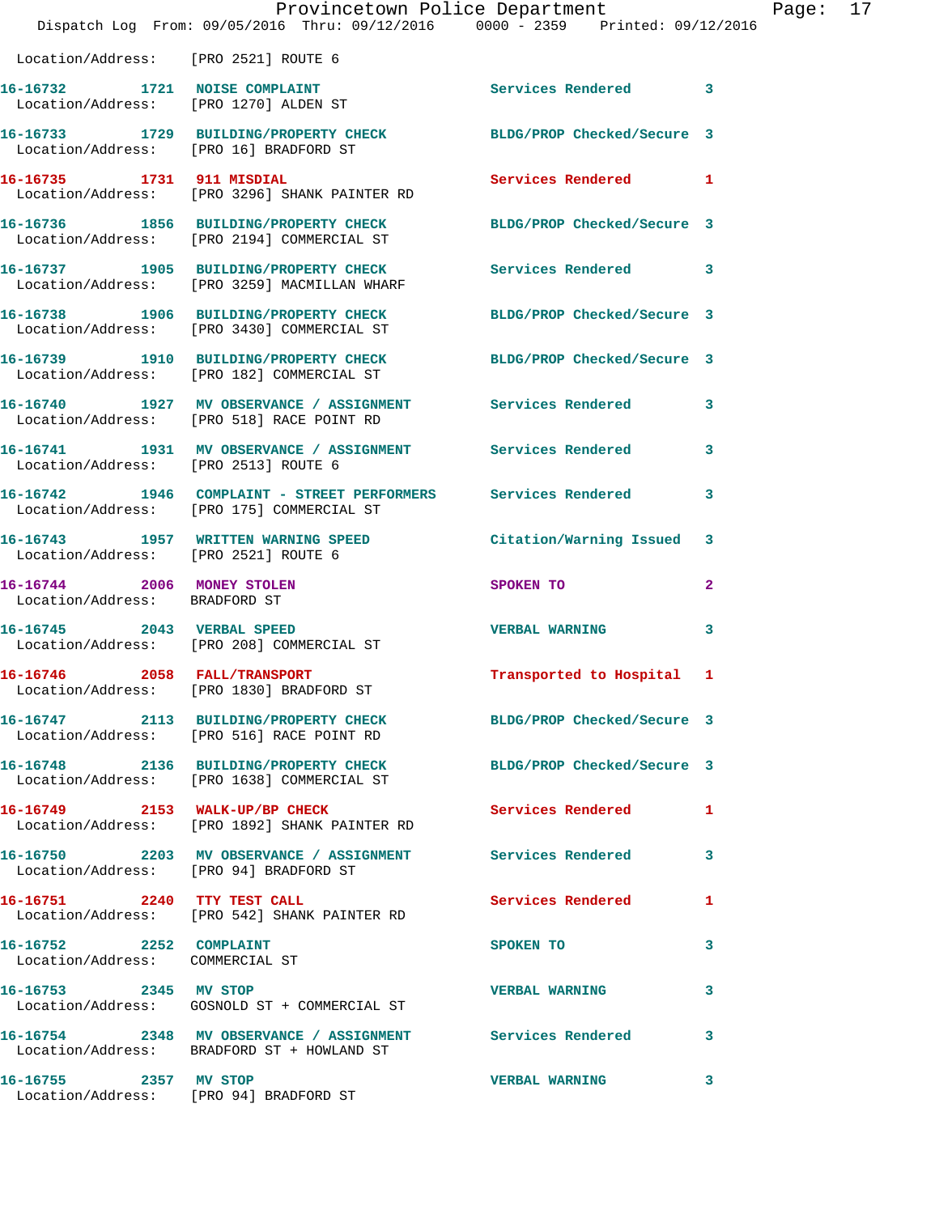Location/Address: [PRO 2521] ROUTE 6

| Call Number | Time | Call Reason | Action | Priority |
|---|---|---|---|---|
| 16-16732 | 1721 | NOISE COMPLAINT | Services Rendered | 3 |
| Location/Address: [PRO 1270] ALDEN ST | | | | |
| 16-16733 | 1729 | BUILDING/PROPERTY CHECK | BLDG/PROP Checked/Secure | 3 |
| Location/Address: [PRO 16] BRADFORD ST | | | | |
| 16-16735 | 1731 | 911 MISDIAL | Services Rendered | 1 |
| Location/Address: [PRO 3296] SHANK PAINTER RD | | | | |
| 16-16736 | 1856 | BUILDING/PROPERTY CHECK | BLDG/PROP Checked/Secure | 3 |
| Location/Address: [PRO 2194] COMMERCIAL ST | | | | |
| 16-16737 | 1905 | BUILDING/PROPERTY CHECK | Services Rendered | 3 |
| Location/Address: [PRO 3259] MACMILLAN WHARF | | | | |
| 16-16738 | 1906 | BUILDING/PROPERTY CHECK | BLDG/PROP Checked/Secure | 3 |
| Location/Address: [PRO 3430] COMMERCIAL ST | | | | |
| 16-16739 | 1910 | BUILDING/PROPERTY CHECK | BLDG/PROP Checked/Secure | 3 |
| Location/Address: [PRO 182] COMMERCIAL ST | | | | |
| 16-16740 | 1927 | MV OBSERVANCE / ASSIGNMENT | Services Rendered | 3 |
| Location/Address: [PRO 518] RACE POINT RD | | | | |
| 16-16741 | 1931 | MV OBSERVANCE / ASSIGNMENT | Services Rendered | 3 |
| Location/Address: [PRO 2513] ROUTE 6 | | | | |
| 16-16742 | 1946 | COMPLAINT - STREET PERFORMERS | Services Rendered | 3 |
| Location/Address: [PRO 175] COMMERCIAL ST | | | | |
| 16-16743 | 1957 | WRITTEN WARNING SPEED | Citation/Warning Issued | 3 |
| Location/Address: [PRO 2521] ROUTE 6 | | | | |
| 16-16744 | 2006 | MONEY STOLEN | SPOKEN TO | 2 |
| Location/Address: BRADFORD ST | | | | |
| 16-16745 | 2043 | VERBAL SPEED | VERBAL WARNING | 3 |
| Location/Address: [PRO 208] COMMERCIAL ST | | | | |
| 16-16746 | 2058 | FALL/TRANSPORT | Transported to Hospital | 1 |
| Location/Address: [PRO 1830] BRADFORD ST | | | | |
| 16-16747 | 2113 | BUILDING/PROPERTY CHECK | BLDG/PROP Checked/Secure | 3 |
| Location/Address: [PRO 516] RACE POINT RD | | | | |
| 16-16748 | 2136 | BUILDING/PROPERTY CHECK | BLDG/PROP Checked/Secure | 3 |
| Location/Address: [PRO 1638] COMMERCIAL ST | | | | |
| 16-16749 | 2153 | WALK-UP/BP CHECK | Services Rendered | 1 |
| Location/Address: [PRO 1892] SHANK PAINTER RD | | | | |
| 16-16750 | 2203 | MV OBSERVANCE / ASSIGNMENT | Services Rendered | 3 |
| Location/Address: [PRO 94] BRADFORD ST | | | | |
| 16-16751 | 2240 | TTY TEST CALL | Services Rendered | 1 |
| Location/Address: [PRO 542] SHANK PAINTER RD | | | | |
| 16-16752 | 2252 | COMPLAINT | SPOKEN TO | 3 |
| Location/Address: COMMERCIAL ST | | | | |
| 16-16753 | 2345 | MV STOP | VERBAL WARNING | 3 |
| Location/Address: GOSNOLD ST + COMMERCIAL ST | | | | |
| 16-16754 | 2348 | MV OBSERVANCE / ASSIGNMENT | Services Rendered | 3 |
| Location/Address: BRADFORD ST + HOWLAND ST | | | | |
| 16-16755 | 2357 | MV STOP | VERBAL WARNING | 3 |
| Location/Address: [PRO 94] BRADFORD ST | | | | |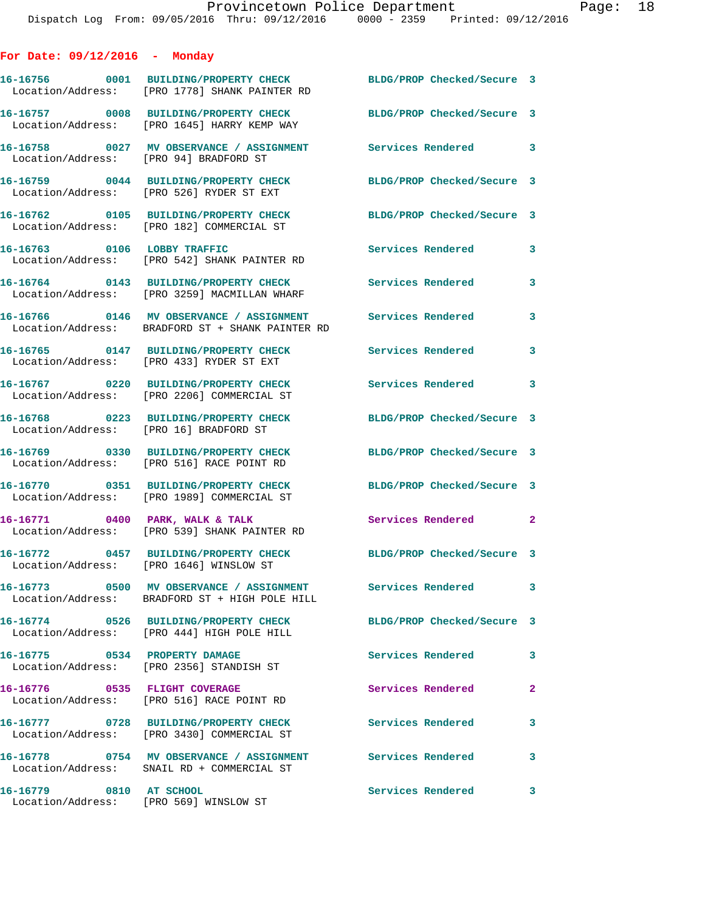## For Date: 09/12/2016 - Monday

**16-16756 0001 BUILDING/PROPERTY CHECK** BLDG/PROP Checked/Secure 3
Location/Address: [PRO 1778] SHANK PAINTER RD

**16-16757 0008 BUILDING/PROPERTY CHECK** BLDG/PROP Checked/Secure 3
Location/Address: [PRO 1645] HARRY KEMP WAY

**16-16758 0027 MV OBSERVANCE / ASSIGNMENT** Services Rendered 3
Location/Address: [PRO 94] BRADFORD ST

**16-16759 0044 BUILDING/PROPERTY CHECK** BLDG/PROP Checked/Secure 3
Location/Address: [PRO 526] RYDER ST EXT

**16-16762 0105 BUILDING/PROPERTY CHECK** BLDG/PROP Checked/Secure 3
Location/Address: [PRO 182] COMMERCIAL ST

**16-16763 0106 LOBBY TRAFFIC** Services Rendered 3
Location/Address: [PRO 542] SHANK PAINTER RD

**16-16764 0143 BUILDING/PROPERTY CHECK** Services Rendered 3
Location/Address: [PRO 3259] MACMILLAN WHARF

**16-16766 0146 MV OBSERVANCE / ASSIGNMENT** Services Rendered 3
Location/Address: BRADFORD ST + SHANK PAINTER RD

**16-16765 0147 BUILDING/PROPERTY CHECK** Services Rendered 3
Location/Address: [PRO 433] RYDER ST EXT

**16-16767 0220 BUILDING/PROPERTY CHECK** Services Rendered 3
Location/Address: [PRO 2206] COMMERCIAL ST

**16-16768 0223 BUILDING/PROPERTY CHECK** BLDG/PROP Checked/Secure 3
Location/Address: [PRO 16] BRADFORD ST

**16-16769 0330 BUILDING/PROPERTY CHECK** BLDG/PROP Checked/Secure 3
Location/Address: [PRO 516] RACE POINT RD

**16-16770 0351 BUILDING/PROPERTY CHECK** BLDG/PROP Checked/Secure 3
Location/Address: [PRO 1989] COMMERCIAL ST

**16-16771 0400 PARK, WALK & TALK** Services Rendered 2
Location/Address: [PRO 539] SHANK PAINTER RD

**16-16772 0457 BUILDING/PROPERTY CHECK** BLDG/PROP Checked/Secure 3
Location/Address: [PRO 1646] WINSLOW ST

**16-16773 0500 MV OBSERVANCE / ASSIGNMENT** Services Rendered 3
Location/Address: BRADFORD ST + HIGH POLE HILL

**16-16774 0526 BUILDING/PROPERTY CHECK** BLDG/PROP Checked/Secure 3
Location/Address: [PRO 444] HIGH POLE HILL

**16-16775 0534 PROPERTY DAMAGE** Services Rendered 3
Location/Address: [PRO 2356] STANDISH ST

**16-16776 0535 FLIGHT COVERAGE** Services Rendered 2
Location/Address: [PRO 516] RACE POINT RD

**16-16777 0728 BUILDING/PROPERTY CHECK** Services Rendered 3
Location/Address: [PRO 3430] COMMERCIAL ST

**16-16778 0754 MV OBSERVANCE / ASSIGNMENT** Services Rendered 3
Location/Address: SNAIL RD + COMMERCIAL ST

**16-16779 0810 AT SCHOOL** Services Rendered 3
Location/Address: [PRO 569] WINSLOW ST